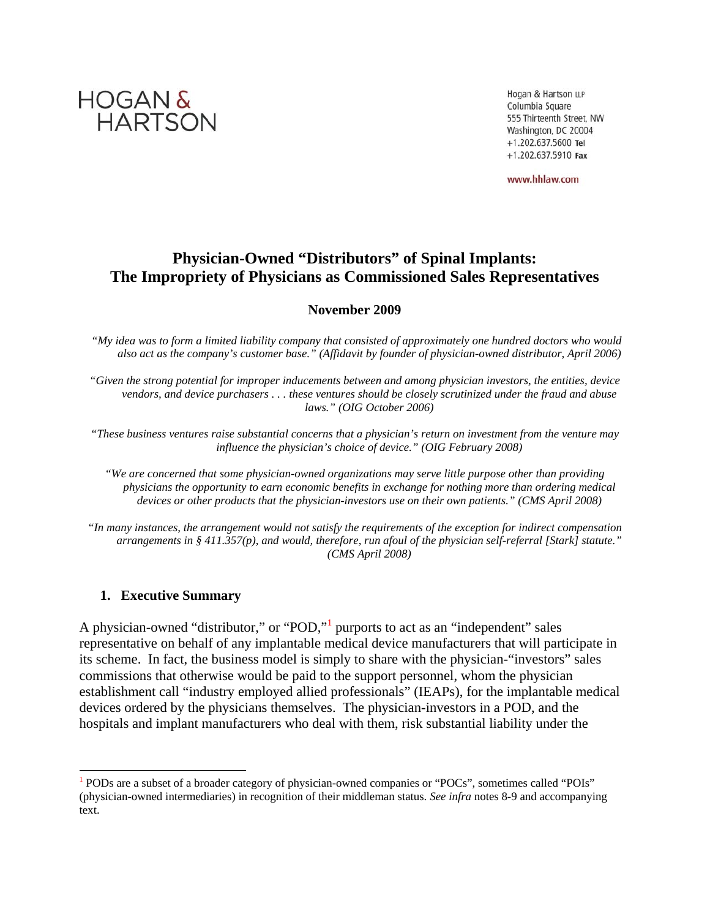HOGAN & HARTSON

Hogan & Hartson LLP
Columbia Square
555 Thirteenth Street, NW
Washington, DC 20004
+1.202.637.5600 **Tel**
+1.202.637.5910 **Fax**

www.hhlaw.com

# Physician-Owned "Distributors" of Spinal Implants: The Impropriety of Physicians as Commissioned Sales Representatives

**November 2009**

*"My idea was to form a limited liability company that consisted of approximately one hundred doctors who would also act as the company's customer base." (Affidavit by founder of physician-owned distributor, April 2006)*

*"Given the strong potential for improper inducements between and among physician investors, the entities, device vendors, and device purchasers . . . these ventures should be closely scrutinized under the fraud and abuse laws." (OIG October 2006)*

*"These business ventures raise substantial concerns that a physician's return on investment from the venture may influence the physician's choice of device." (OIG February 2008)*

*"We are concerned that some physician-owned organizations may serve little purpose other than providing physicians the opportunity to earn economic benefits in exchange for nothing more than ordering medical devices or other products that the physician-investors use on their own patients." (CMS April 2008)*

*"In many instances, the arrangement would not satisfy the requirements of the exception for indirect compensation arrangements in § 411.357(p), and would, therefore, run afoul of the physician self-referral [Stark] statute." (CMS April 2008)*

## 1. Executive Summary

A physician-owned "distributor," or "POD,"[1] purports to act as an "independent" sales representative on behalf of any implantable medical device manufacturers that will participate in its scheme. In fact, the business model is simply to share with the physician-"investors" sales commissions that otherwise would be paid to the support personnel, whom the physician establishment call "industry employed allied professionals" (IEAPs), for the implantable medical devices ordered by the physicians themselves. The physician-investors in a POD, and the hospitals and implant manufacturers who deal with them, risk substantial liability under the

[1] PODs are a subset of a broader category of physician-owned companies or "POCs", sometimes called "POIs" (physician-owned intermediaries) in recognition of their middleman status. *See infra* notes 8-9 and accompanying text.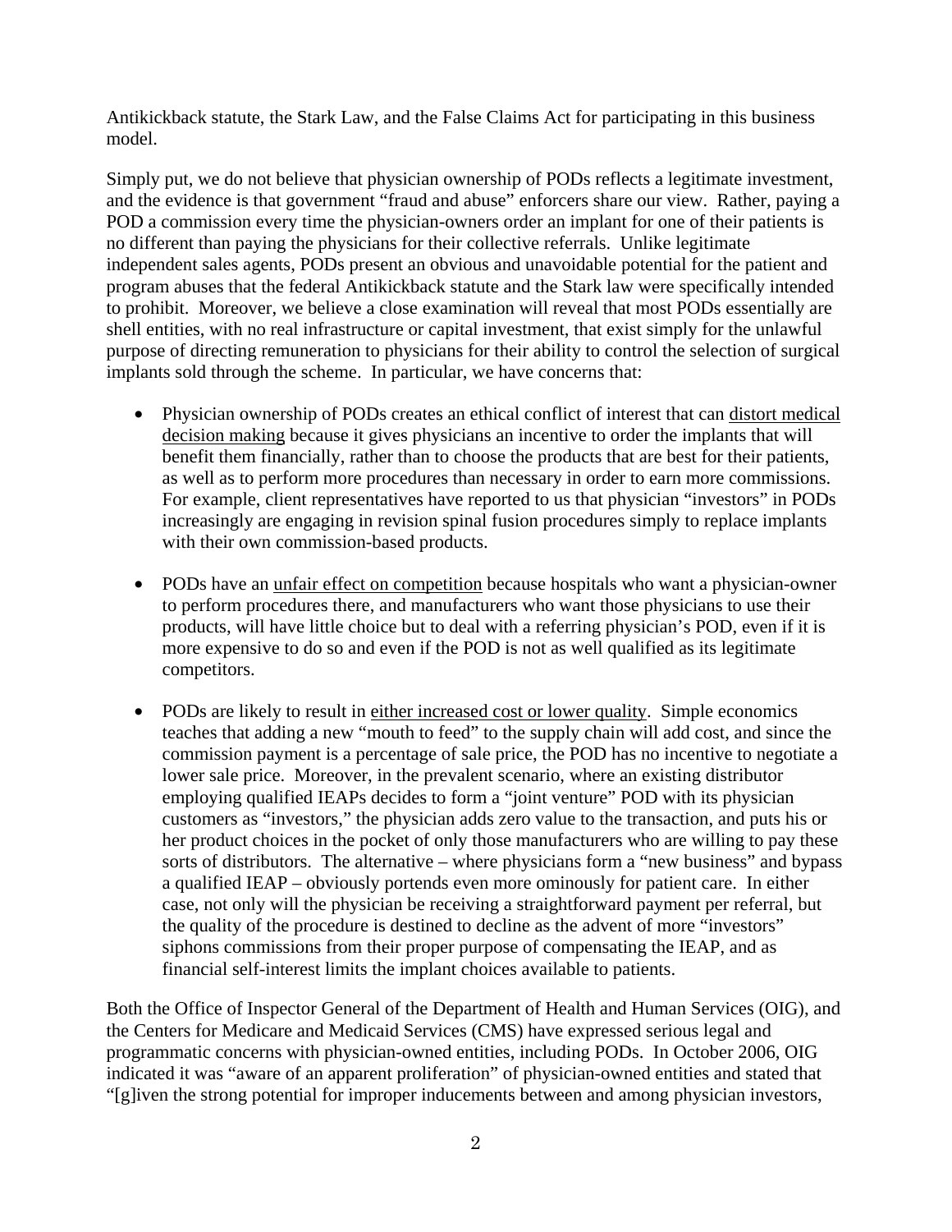Antikickback statute, the Stark Law, and the False Claims Act for participating in this business model.

Simply put, we do not believe that physician ownership of PODs reflects a legitimate investment, and the evidence is that government "fraud and abuse" enforcers share our view. Rather, paying a POD a commission every time the physician-owners order an implant for one of their patients is no different than paying the physicians for their collective referrals. Unlike legitimate independent sales agents, PODs present an obvious and unavoidable potential for the patient and program abuses that the federal Antikickback statute and the Stark law were specifically intended to prohibit. Moreover, we believe a close examination will reveal that most PODs essentially are shell entities, with no real infrastructure or capital investment, that exist simply for the unlawful purpose of directing remuneration to physicians for their ability to control the selection of surgical implants sold through the scheme. In particular, we have concerns that:

- Physician ownership of PODs creates an ethical conflict of interest that can <u>distort medical decision making</u> because it gives physicians an incentive to order the implants that will benefit them financially, rather than to choose the products that are best for their patients, as well as to perform more procedures than necessary in order to earn more commissions. For example, client representatives have reported to us that physician "investors" in PODs increasingly are engaging in revision spinal fusion procedures simply to replace implants with their own commission-based products.

- PODs have an <u>unfair effect on competition</u> because hospitals who want a physician-owner to perform procedures there, and manufacturers who want those physicians to use their products, will have little choice but to deal with a referring physician's POD, even if it is more expensive to do so and even if the POD is not as well qualified as its legitimate competitors.

- PODs are likely to result in <u>either increased cost or lower quality</u>. Simple economics teaches that adding a new "mouth to feed" to the supply chain will add cost, and since the commission payment is a percentage of sale price, the POD has no incentive to negotiate a lower sale price. Moreover, in the prevalent scenario, where an existing distributor employing qualified IEAPs decides to form a "joint venture" POD with its physician customers as "investors," the physician adds zero value to the transaction, and puts his or her product choices in the pocket of only those manufacturers who are willing to pay these sorts of distributors. The alternative – where physicians form a "new business" and bypass a qualified IEAP – obviously portends even more ominously for patient care. In either case, not only will the physician be receiving a straightforward payment per referral, but the quality of the procedure is destined to decline as the advent of more "investors" siphons commissions from their proper purpose of compensating the IEAP, and as financial self-interest limits the implant choices available to patients.

Both the Office of Inspector General of the Department of Health and Human Services (OIG), and the Centers for Medicare and Medicaid Services (CMS) have expressed serious legal and programmatic concerns with physician-owned entities, including PODs. In October 2006, OIG indicated it was "aware of an apparent proliferation" of physician-owned entities and stated that "[g]iven the strong potential for improper inducements between and among physician investors,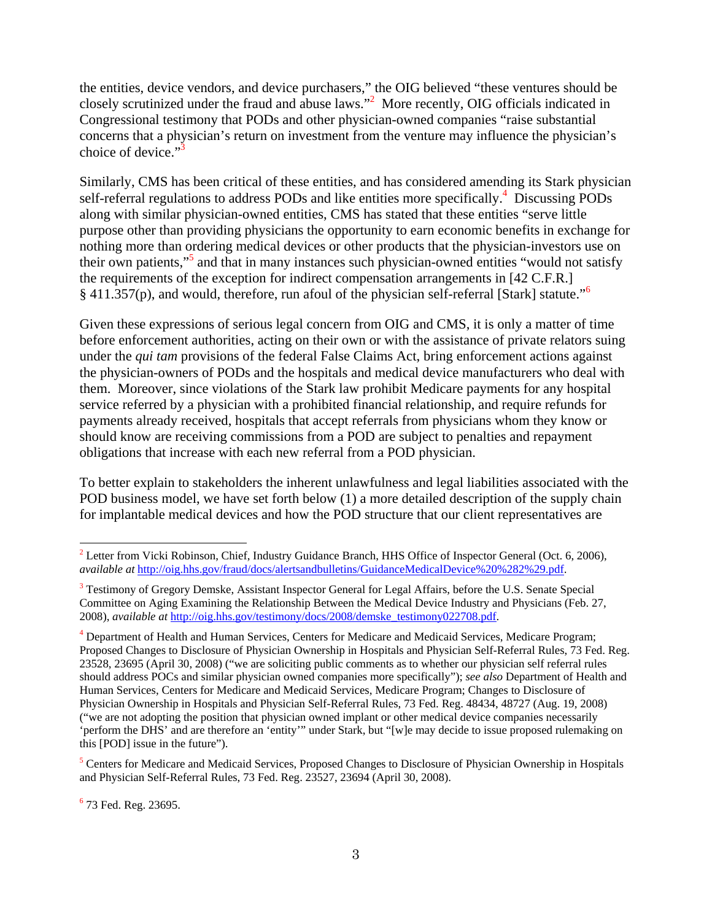the entities, device vendors, and device purchasers," the OIG believed "these ventures should be closely scrutinized under the fraud and abuse laws."[2] More recently, OIG officials indicated in Congressional testimony that PODs and other physician-owned companies "raise substantial concerns that a physician's return on investment from the venture may influence the physician's choice of device."[3]

Similarly, CMS has been critical of these entities, and has considered amending its Stark physician self-referral regulations to address PODs and like entities more specifically.[4] Discussing PODs along with similar physician-owned entities, CMS has stated that these entities "serve little purpose other than providing physicians the opportunity to earn economic benefits in exchange for nothing more than ordering medical devices or other products that the physician-investors use on their own patients,"[5] and that in many instances such physician-owned entities "would not satisfy the requirements of the exception for indirect compensation arrangements in [42 C.F.R.] § 411.357(p), and would, therefore, run afoul of the physician self-referral [Stark] statute."[6]

Given these expressions of serious legal concern from OIG and CMS, it is only a matter of time before enforcement authorities, acting on their own or with the assistance of private relators suing under the *qui tam* provisions of the federal False Claims Act, bring enforcement actions against the physician-owners of PODs and the hospitals and medical device manufacturers who deal with them. Moreover, since violations of the Stark law prohibit Medicare payments for any hospital service referred by a physician with a prohibited financial relationship, and require refunds for payments already received, hospitals that accept referrals from physicians whom they know or should know are receiving commissions from a POD are subject to penalties and repayment obligations that increase with each new referral from a POD physician.

To better explain to stakeholders the inherent unlawfulness and legal liabilities associated with the POD business model, we have set forth below (1) a more detailed description of the supply chain for implantable medical devices and how the POD structure that our client representatives are

---

[2] Letter from Vicki Robinson, Chief, Industry Guidance Branch, HHS Office of Inspector General (Oct. 6, 2006), *available at* http://oig.hhs.gov/fraud/docs/alertsandbulletins/GuidanceMedicalDevice%20%282%29.pdf.

[3] Testimony of Gregory Demske, Assistant Inspector General for Legal Affairs, before the U.S. Senate Special Committee on Aging Examining the Relationship Between the Medical Device Industry and Physicians (Feb. 27, 2008), *available at* http://oig.hhs.gov/testimony/docs/2008/demske_testimony022708.pdf.

[4] Department of Health and Human Services, Centers for Medicare and Medicaid Services, Medicare Program; Proposed Changes to Disclosure of Physician Ownership in Hospitals and Physician Self-Referral Rules, 73 Fed. Reg. 23528, 23695 (April 30, 2008) ("we are soliciting public comments as to whether our physician self referral rules should address POCs and similar physician owned companies more specifically"); *see also* Department of Health and Human Services, Centers for Medicare and Medicaid Services, Medicare Program; Changes to Disclosure of Physician Ownership in Hospitals and Physician Self-Referral Rules, 73 Fed. Reg. 48434, 48727 (Aug. 19, 2008) ("we are not adopting the position that physician owned implant or other medical device companies necessarily 'perform the DHS' and are therefore an 'entity'" under Stark, but "[w]e may decide to issue proposed rulemaking on this [POD] issue in the future").

[5] Centers for Medicare and Medicaid Services, Proposed Changes to Disclosure of Physician Ownership in Hospitals and Physician Self-Referral Rules, 73 Fed. Reg. 23527, 23694 (April 30, 2008).

[6] 73 Fed. Reg. 23695.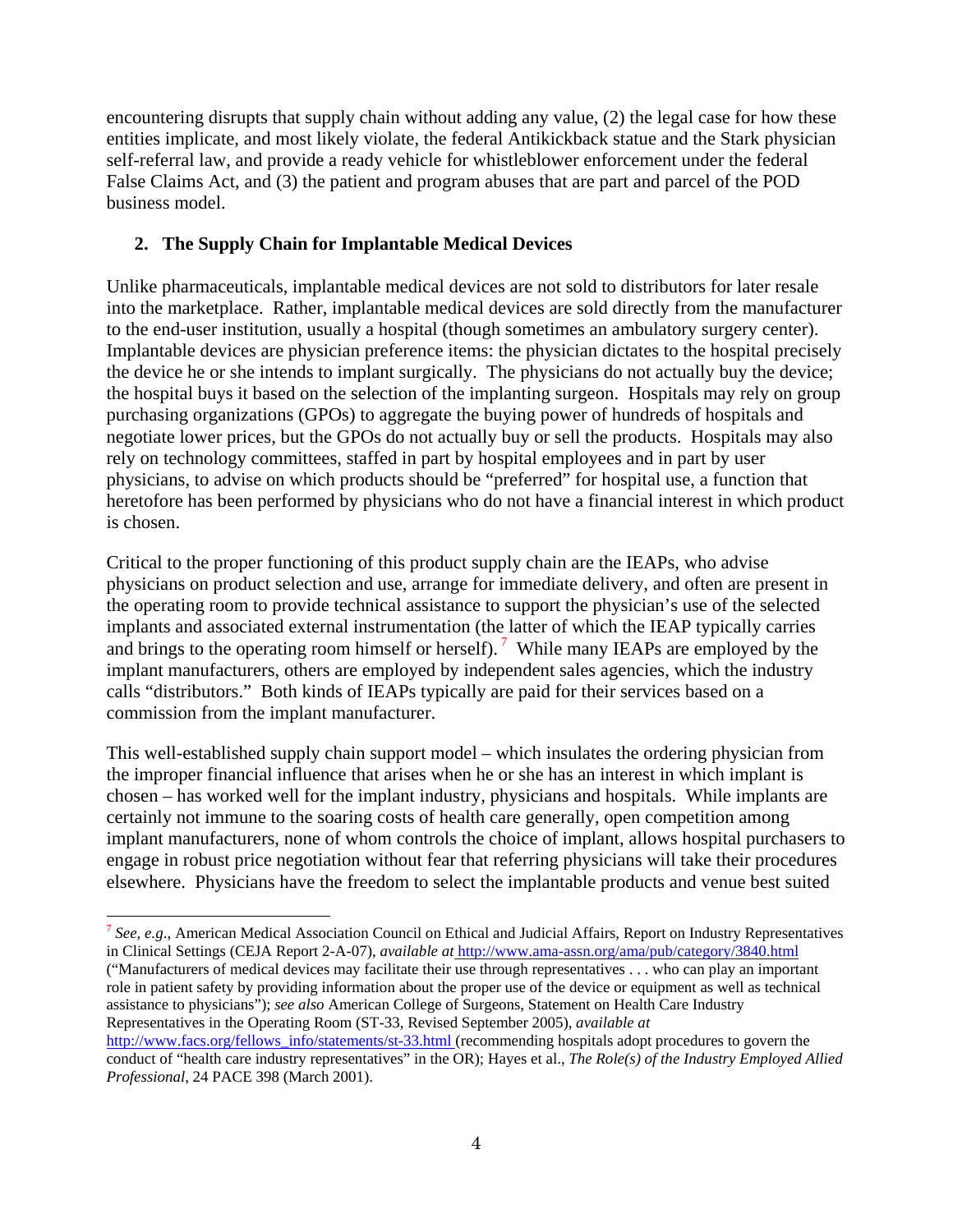encountering disrupts that supply chain without adding any value, (2) the legal case for how these entities implicate, and most likely violate, the federal Antikickback statue and the Stark physician self-referral law, and provide a ready vehicle for whistleblower enforcement under the federal False Claims Act, and (3) the patient and program abuses that are part and parcel of the POD business model.

## 2. The Supply Chain for Implantable Medical Devices

Unlike pharmaceuticals, implantable medical devices are not sold to distributors for later resale into the marketplace. Rather, implantable medical devices are sold directly from the manufacturer to the end-user institution, usually a hospital (though sometimes an ambulatory surgery center). Implantable devices are physician preference items: the physician dictates to the hospital precisely the device he or she intends to implant surgically. The physicians do not actually buy the device; the hospital buys it based on the selection of the implanting surgeon. Hospitals may rely on group purchasing organizations (GPOs) to aggregate the buying power of hundreds of hospitals and negotiate lower prices, but the GPOs do not actually buy or sell the products. Hospitals may also rely on technology committees, staffed in part by hospital employees and in part by user physicians, to advise on which products should be "preferred" for hospital use, a function that heretofore has been performed by physicians who do not have a financial interest in which product is chosen.

Critical to the proper functioning of this product supply chain are the IEAPs, who advise physicians on product selection and use, arrange for immediate delivery, and often are present in the operating room to provide technical assistance to support the physician's use of the selected implants and associated external instrumentation (the latter of which the IEAP typically carries and brings to the operating room himself or herself).[7] While many IEAPs are employed by the implant manufacturers, others are employed by independent sales agencies, which the industry calls "distributors." Both kinds of IEAPs typically are paid for their services based on a commission from the implant manufacturer.

This well-established supply chain support model – which insulates the ordering physician from the improper financial influence that arises when he or she has an interest in which implant is chosen – has worked well for the implant industry, physicians and hospitals. While implants are certainly not immune to the soaring costs of health care generally, open competition among implant manufacturers, none of whom controls the choice of implant, allows hospital purchasers to engage in robust price negotiation without fear that referring physicians will take their procedures elsewhere. Physicians have the freedom to select the implantable products and venue best suited

---

[7] *See, e.g*., American Medical Association Council on Ethical and Judicial Affairs, Report on Industry Representatives in Clinical Settings (CEJA Report 2-A-07), *available at* http://www.ama-assn.org/ama/pub/category/3840.html ("Manufacturers of medical devices may facilitate their use through representatives . . . who can play an important role in patient safety by providing information about the proper use of the device or equipment as well as technical assistance to physicians"); *see also* American College of Surgeons, Statement on Health Care Industry Representatives in the Operating Room (ST-33, Revised September 2005), *available at* http://www.facs.org/fellows_info/statements/st-33.html (recommending hospitals adopt procedures to govern the conduct of "health care industry representatives" in the OR); Hayes et al., *The Role(s) of the Industry Employed Allied Professional*, 24 PACE 398 (March 2001).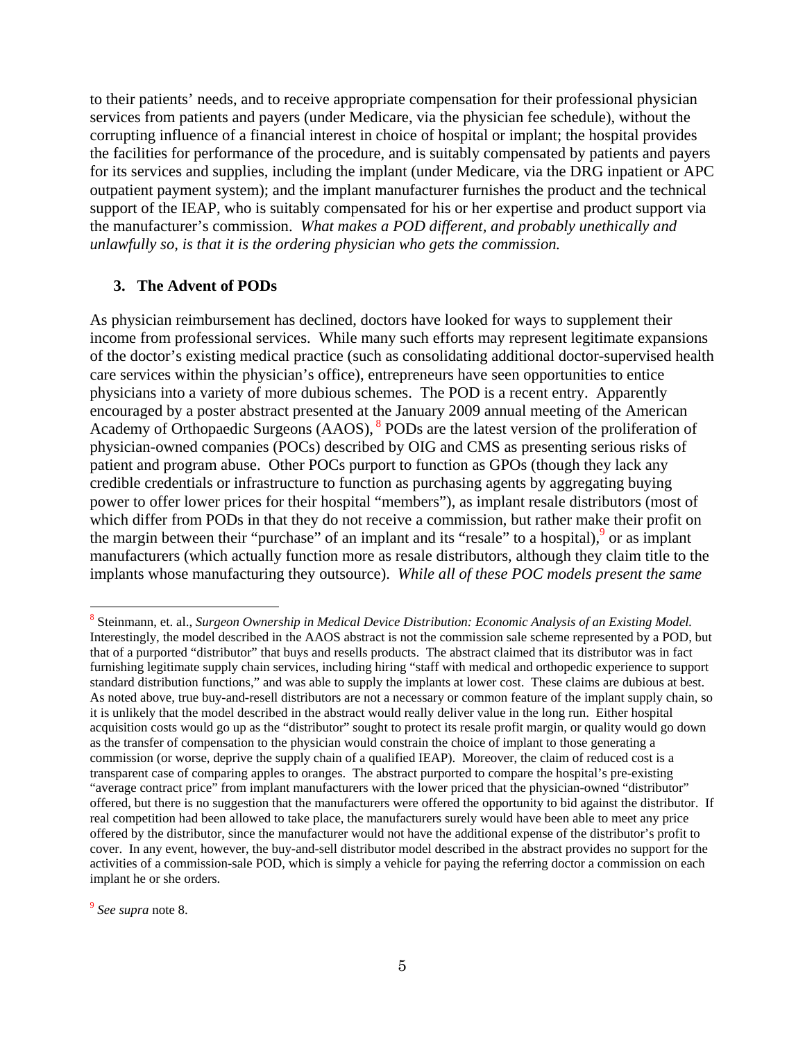to their patients' needs, and to receive appropriate compensation for their professional physician services from patients and payers (under Medicare, via the physician fee schedule), without the corrupting influence of a financial interest in choice of hospital or implant; the hospital provides the facilities for performance of the procedure, and is suitably compensated by patients and payers for its services and supplies, including the implant (under Medicare, via the DRG inpatient or APC outpatient payment system); and the implant manufacturer furnishes the product and the technical support of the IEAP, who is suitably compensated for his or her expertise and product support via the manufacturer's commission. *What makes a POD different, and probably unethically and unlawfully so, is that it is the ordering physician who gets the commission.*

### 3. The Advent of PODs

As physician reimbursement has declined, doctors have looked for ways to supplement their income from professional services. While many such efforts may represent legitimate expansions of the doctor's existing medical practice (such as consolidating additional doctor-supervised health care services within the physician's office), entrepreneurs have seen opportunities to entice physicians into a variety of more dubious schemes. The POD is a recent entry. Apparently encouraged by a poster abstract presented at the January 2009 annual meeting of the American Academy of Orthopaedic Surgeons (AAOS), [8] PODs are the latest version of the proliferation of physician-owned companies (POCs) described by OIG and CMS as presenting serious risks of patient and program abuse. Other POCs purport to function as GPOs (though they lack any credible credentials or infrastructure to function as purchasing agents by aggregating buying power to offer lower prices for their hospital "members"), as implant resale distributors (most of which differ from PODs in that they do not receive a commission, but rather make their profit on the margin between their "purchase" of an implant and its "resale" to a hospital),[9] or as implant manufacturers (which actually function more as resale distributors, although they claim title to the implants whose manufacturing they outsource). *While all of these POC models present the same*

---

[8] Steinmann, et. al., *Surgeon Ownership in Medical Device Distribution: Economic Analysis of an Existing Model.* Interestingly, the model described in the AAOS abstract is not the commission sale scheme represented by a POD, but that of a purported "distributor" that buys and resells products. The abstract claimed that its distributor was in fact furnishing legitimate supply chain services, including hiring "staff with medical and orthopedic experience to support standard distribution functions," and was able to supply the implants at lower cost. These claims are dubious at best. As noted above, true buy-and-resell distributors are not a necessary or common feature of the implant supply chain, so it is unlikely that the model described in the abstract would really deliver value in the long run. Either hospital acquisition costs would go up as the "distributor" sought to protect its resale profit margin, or quality would go down as the transfer of compensation to the physician would constrain the choice of implant to those generating a commission (or worse, deprive the supply chain of a qualified IEAP). Moreover, the claim of reduced cost is a transparent case of comparing apples to oranges. The abstract purported to compare the hospital's pre-existing "average contract price" from implant manufacturers with the lower priced that the physician-owned "distributor" offered, but there is no suggestion that the manufacturers were offered the opportunity to bid against the distributor. If real competition had been allowed to take place, the manufacturers surely would have been able to meet any price offered by the distributor, since the manufacturer would not have the additional expense of the distributor's profit to cover. In any event, however, the buy-and-sell distributor model described in the abstract provides no support for the activities of a commission-sale POD, which is simply a vehicle for paying the referring doctor a commission on each implant he or she orders.

[9] *See supra* note 8.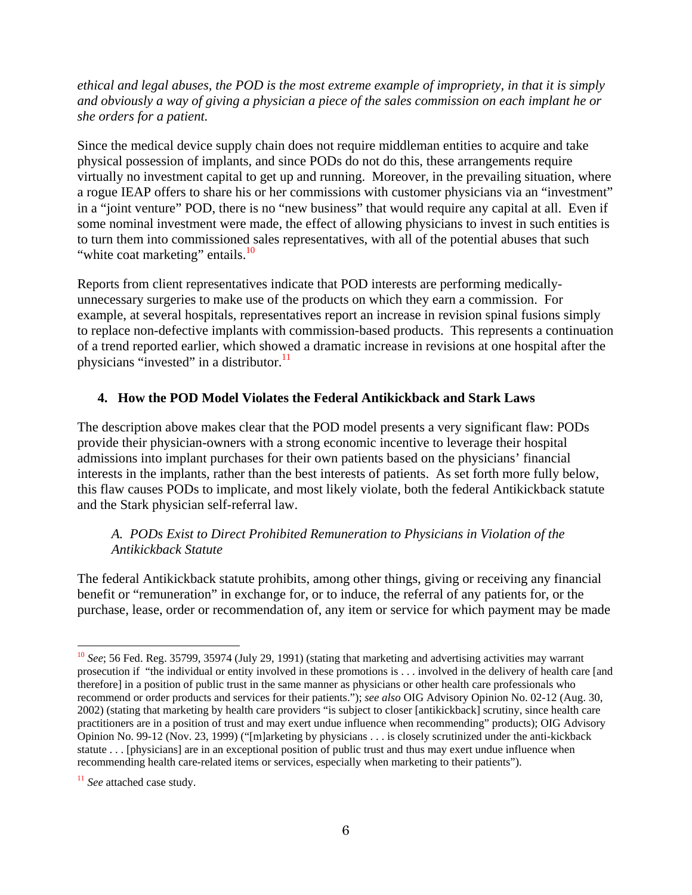*ethical and legal abuses, the POD is the most extreme example of impropriety, in that it is simply and obviously a way of giving a physician a piece of the sales commission on each implant he or she orders for a patient.*

Since the medical device supply chain does not require middleman entities to acquire and take physical possession of implants, and since PODs do not do this, these arrangements require virtually no investment capital to get up and running. Moreover, in the prevailing situation, where a rogue IEAP offers to share his or her commissions with customer physicians via an "investment" in a "joint venture" POD, there is no "new business" that would require any capital at all. Even if some nominal investment were made, the effect of allowing physicians to invest in such entities is to turn them into commissioned sales representatives, with all of the potential abuses that such "white coat marketing" entails.[10]

Reports from client representatives indicate that POD interests are performing medically-unnecessary surgeries to make use of the products on which they earn a commission. For example, at several hospitals, representatives report an increase in revision spinal fusions simply to replace non-defective implants with commission-based products. This represents a continuation of a trend reported earlier, which showed a dramatic increase in revisions at one hospital after the physicians "invested" in a distributor.[11]

## 4. How the POD Model Violates the Federal Antikickback and Stark Laws

The description above makes clear that the POD model presents a very significant flaw: PODs provide their physician-owners with a strong economic incentive to leverage their hospital admissions into implant purchases for their own patients based on the physicians' financial interests in the implants, rather than the best interests of patients. As set forth more fully below, this flaw causes PODs to implicate, and most likely violate, both the federal Antikickback statute and the Stark physician self-referral law.

### *A. PODs Exist to Direct Prohibited Remuneration to Physicians in Violation of the Antikickback Statute*

The federal Antikickback statute prohibits, among other things, giving or receiving any financial benefit or "remuneration" in exchange for, or to induce, the referral of any patients for, or the purchase, lease, order or recommendation of, any item or service for which payment may be made

---

[10] *See*; 56 Fed. Reg. 35799, 35974 (July 29, 1991) (stating that marketing and advertising activities may warrant prosecution if "the individual or entity involved in these promotions is . . . involved in the delivery of health care [and therefore] in a position of public trust in the same manner as physicians or other health care professionals who recommend or order products and services for their patients."); *see also* OIG Advisory Opinion No. 02-12 (Aug. 30, 2002) (stating that marketing by health care providers "is subject to closer [antikickback] scrutiny, since health care practitioners are in a position of trust and may exert undue influence when recommending" products); OIG Advisory Opinion No. 99-12 (Nov. 23, 1999) ("[m]arketing by physicians . . . is closely scrutinized under the anti-kickback statute . . . [physicians] are in an exceptional position of public trust and thus may exert undue influence when recommending health care-related items or services, especially when marketing to their patients").

[11] *See* attached case study.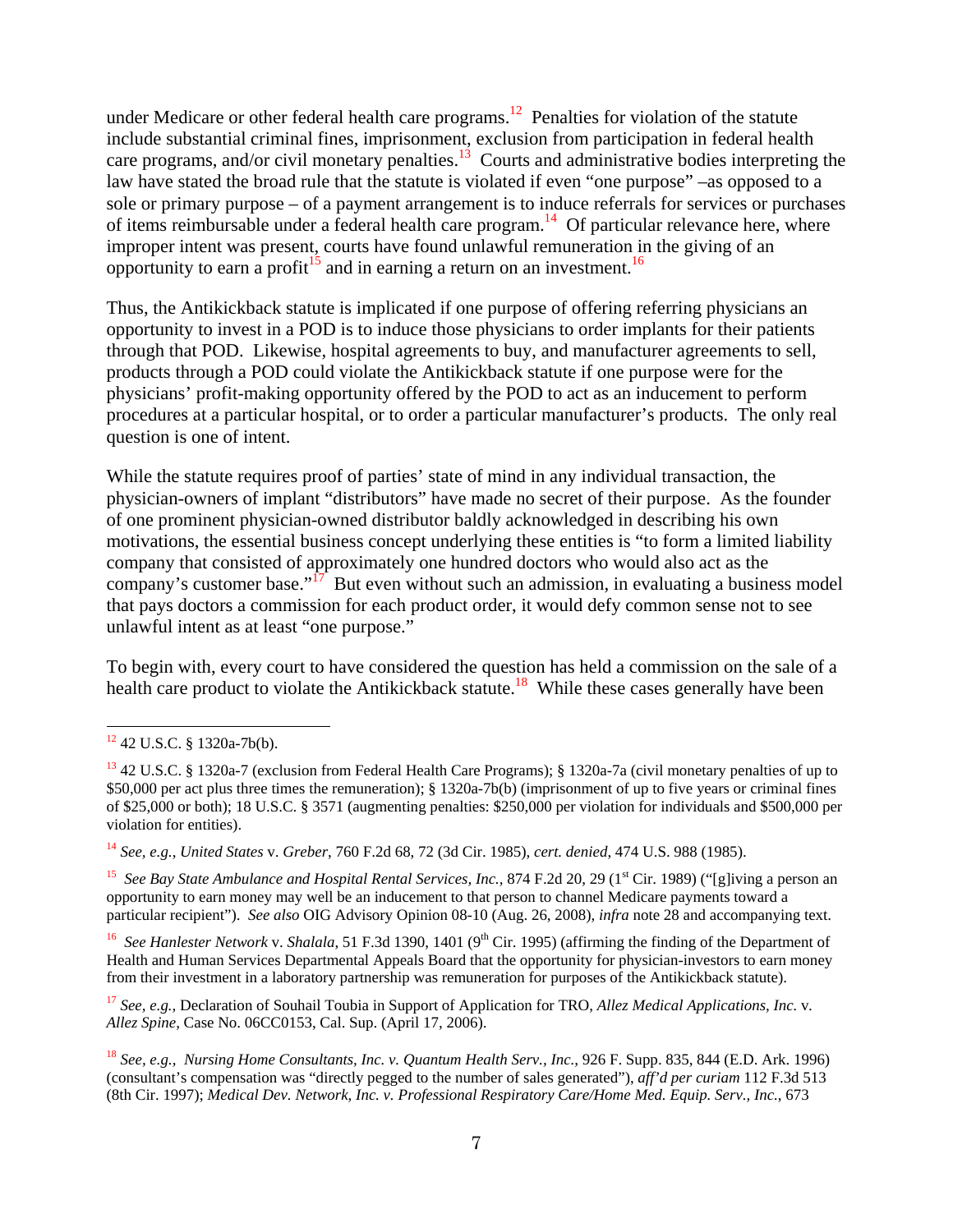under Medicare or other federal health care programs.[12] Penalties for violation of the statute include substantial criminal fines, imprisonment, exclusion from participation in federal health care programs, and/or civil monetary penalties.[13] Courts and administrative bodies interpreting the law have stated the broad rule that the statute is violated if even "one purpose" –as opposed to a sole or primary purpose – of a payment arrangement is to induce referrals for services or purchases of items reimbursable under a federal health care program.[14] Of particular relevance here, where improper intent was present, courts have found unlawful remuneration in the giving of an opportunity to earn a profit[15] and in earning a return on an investment.[16]

Thus, the Antikickback statute is implicated if one purpose of offering referring physicians an opportunity to invest in a POD is to induce those physicians to order implants for their patients through that POD. Likewise, hospital agreements to buy, and manufacturer agreements to sell, products through a POD could violate the Antikickback statute if one purpose were for the physicians' profit-making opportunity offered by the POD to act as an inducement to perform procedures at a particular hospital, or to order a particular manufacturer's products. The only real question is one of intent.

While the statute requires proof of parties' state of mind in any individual transaction, the physician-owners of implant "distributors" have made no secret of their purpose. As the founder of one prominent physician-owned distributor baldly acknowledged in describing his own motivations, the essential business concept underlying these entities is "to form a limited liability company that consisted of approximately one hundred doctors who would also act as the company's customer base."[17] But even without such an admission, in evaluating a business model that pays doctors a commission for each product order, it would defy common sense not to see unlawful intent as at least "one purpose."

To begin with, every court to have considered the question has held a commission on the sale of a health care product to violate the Antikickback statute.[18] While these cases generally have been

---

[12] 42 U.S.C. § 1320a-7b(b).

[13] 42 U.S.C. § 1320a-7 (exclusion from Federal Health Care Programs); § 1320a-7a (civil monetary penalties of up to $50,000 per act plus three times the remuneration); § 1320a-7b(b) (imprisonment of up to five years or criminal fines of $25,000 or both); 18 U.S.C. § 3571 (augmenting penalties: $250,000 per violation for individuals and $500,000 per violation for entities).

[14] *See, e.g., United States* v. *Greber*, 760 F.2d 68, 72 (3d Cir. 1985), *cert. denied*, 474 U.S. 988 (1985).

[15] *See Bay State Ambulance and Hospital Rental Services, Inc.,* 874 F.2d 20, 29 (1st Cir. 1989) ("[g]iving a person an opportunity to earn money may well be an inducement to that person to channel Medicare payments toward a particular recipient"). *See also* OIG Advisory Opinion 08-10 (Aug. 26, 2008), *infra* note 28 and accompanying text.

[16] *See Hanlester Network* v. *Shalala*, 51 F.3d 1390, 1401 (9th Cir. 1995) (affirming the finding of the Department of Health and Human Services Departmental Appeals Board that the opportunity for physician-investors to earn money from their investment in a laboratory partnership was remuneration for purposes of the Antikickback statute).

[17] *See, e.g.,* Declaration of Souhail Toubia in Support of Application for TRO, *Allez Medical Applications, Inc.* v. *Allez Spine,* Case No. 06CC0153, Cal. Sup. (April 17, 2006).

[18] *See, e.g., Nursing Home Consultants, Inc. v. Quantum Health Serv., Inc.,* 926 F. Supp. 835, 844 (E.D. Ark. 1996) (consultant's compensation was "directly pegged to the number of sales generated"), *aff'd per curiam* 112 F.3d 513 (8th Cir. 1997); *Medical Dev. Network, Inc. v. Professional Respiratory Care/Home Med. Equip. Serv., Inc.,* 673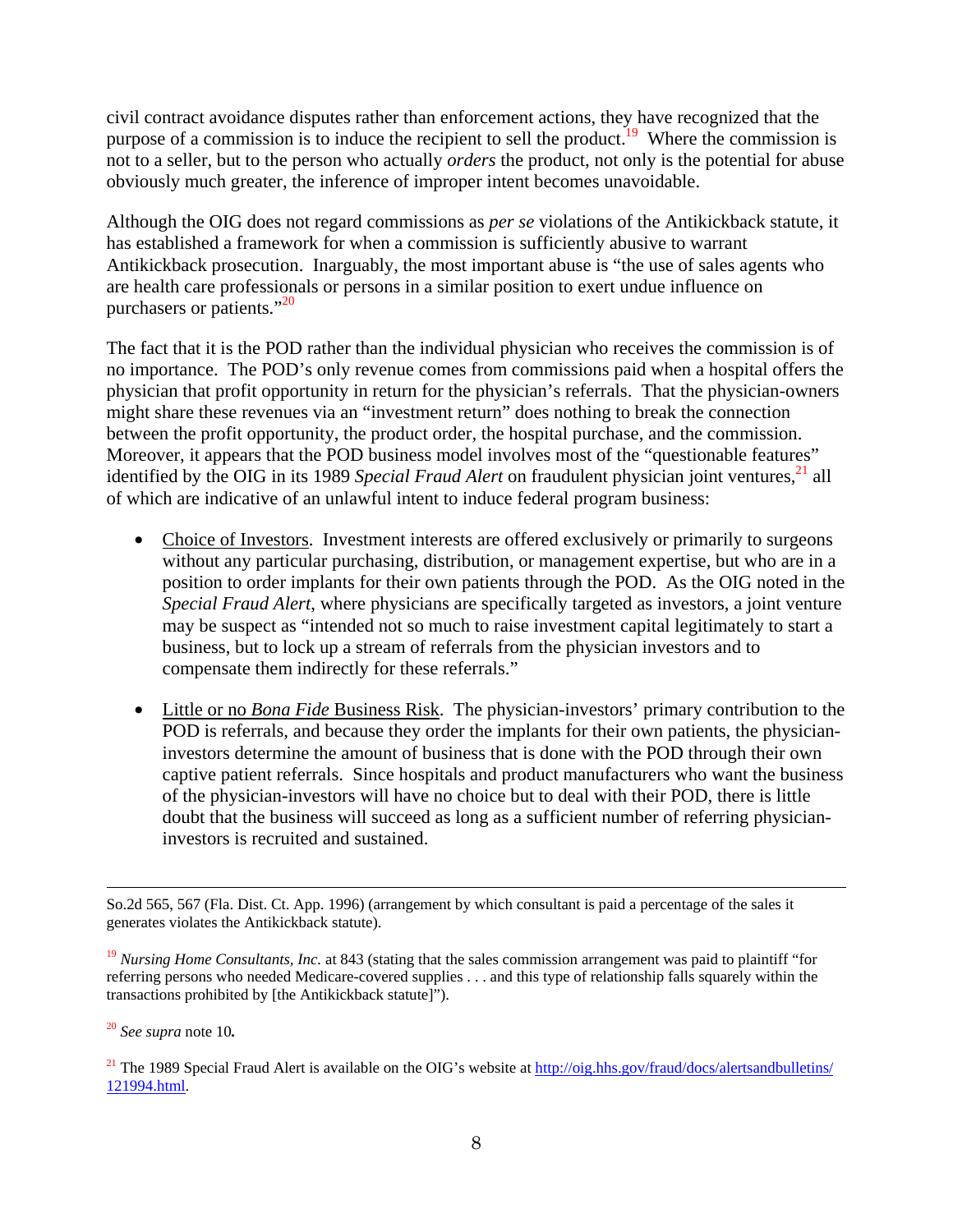civil contract avoidance disputes rather than enforcement actions, they have recognized that the purpose of a commission is to induce the recipient to sell the product.[19] Where the commission is not to a seller, but to the person who actually *orders* the product, not only is the potential for abuse obviously much greater, the inference of improper intent becomes unavoidable.

Although the OIG does not regard commissions as *per se* violations of the Antikickback statute, it has established a framework for when a commission is sufficiently abusive to warrant Antikickback prosecution. Inarguably, the most important abuse is "the use of sales agents who are health care professionals or persons in a similar position to exert undue influence on purchasers or patients."[20]

The fact that it is the POD rather than the individual physician who receives the commission is of no importance. The POD's only revenue comes from commissions paid when a hospital offers the physician that profit opportunity in return for the physician's referrals. That the physician-owners might share these revenues via an "investment return" does nothing to break the connection between the profit opportunity, the product order, the hospital purchase, and the commission. Moreover, it appears that the POD business model involves most of the "questionable features" identified by the OIG in its 1989 *Special Fraud Alert* on fraudulent physician joint ventures,[21] all of which are indicative of an unlawful intent to induce federal program business:

- <u>Choice of Investors</u>. Investment interests are offered exclusively or primarily to surgeons without any particular purchasing, distribution, or management expertise, but who are in a position to order implants for their own patients through the POD. As the OIG noted in the *Special Fraud Alert*, where physicians are specifically targeted as investors, a joint venture may be suspect as "intended not so much to raise investment capital legitimately to start a business, but to lock up a stream of referrals from the physician investors and to compensate them indirectly for these referrals."

- <u>Little or no *Bona Fide* Business Risk</u>. The physician-investors' primary contribution to the POD is referrals, and because they order the implants for their own patients, the physician-investors determine the amount of business that is done with the POD through their own captive patient referrals. Since hospitals and product manufacturers who want the business of the physician-investors will have no choice but to deal with their POD, there is little doubt that the business will succeed as long as a sufficient number of referring physician-investors is recruited and sustained.

---

So.2d 565, 567 (Fla. Dist. Ct. App. 1996) (arrangement by which consultant is paid a percentage of the sales it generates violates the Antikickback statute).

[19] *Nursing Home Consultants, Inc.* at 843 (stating that the sales commission arrangement was paid to plaintiff "for referring persons who needed Medicare-covered supplies . . . and this type of relationship falls squarely within the transactions prohibited by [the Antikickback statute]").

[20] *See supra* note 10**.**

[21] The 1989 Special Fraud Alert is available on the OIG's website at http://oig.hhs.gov/fraud/docs/alertsandbulletins/121994.html.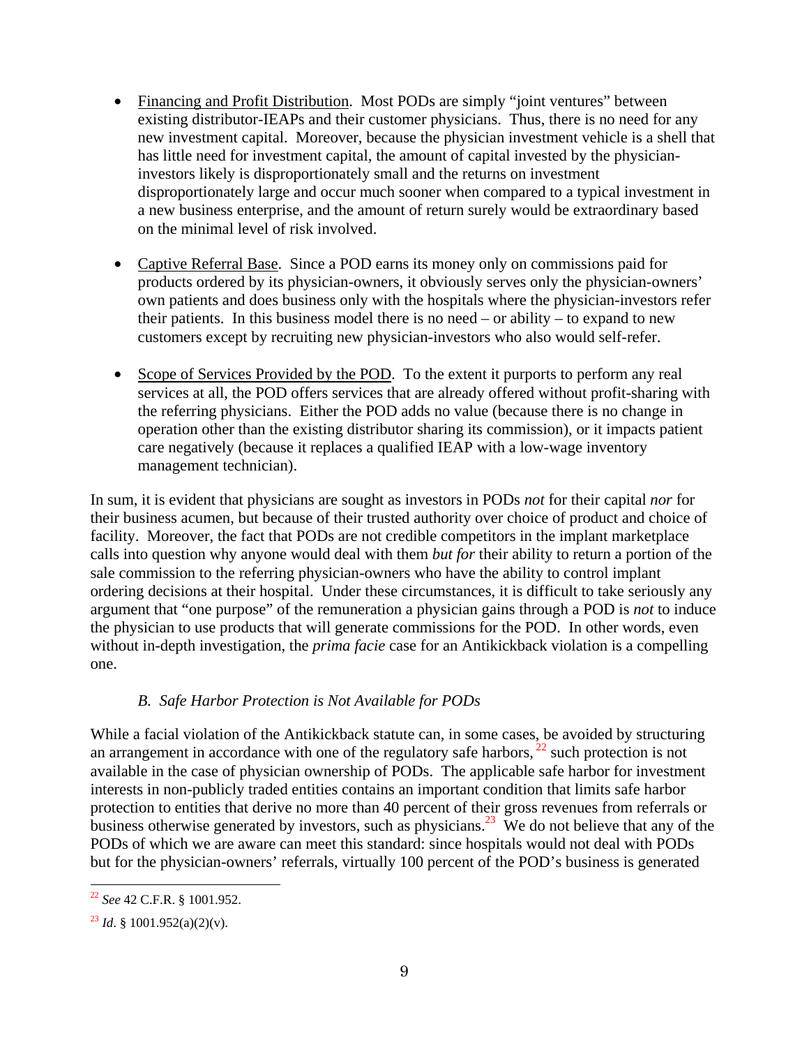- Financing and Profit Distribution. Most PODs are simply "joint ventures" between existing distributor-IEAPs and their customer physicians. Thus, there is no need for any new investment capital. Moreover, because the physician investment vehicle is a shell that has little need for investment capital, the amount of capital invested by the physician-investors likely is disproportionately small and the returns on investment disproportionately large and occur much sooner when compared to a typical investment in a new business enterprise, and the amount of return surely would be extraordinary based on the minimal level of risk involved.

- Captive Referral Base. Since a POD earns its money only on commissions paid for products ordered by its physician-owners, it obviously serves only the physician-owners' own patients and does business only with the hospitals where the physician-investors refer their patients. In this business model there is no need – or ability – to expand to new customers except by recruiting new physician-investors who also would self-refer.

- Scope of Services Provided by the POD. To the extent it purports to perform any real services at all, the POD offers services that are already offered without profit-sharing with the referring physicians. Either the POD adds no value (because there is no change in operation other than the existing distributor sharing its commission), or it impacts patient care negatively (because it replaces a qualified IEAP with a low-wage inventory management technician).

In sum, it is evident that physicians are sought as investors in PODs *not* for their capital *nor* for their business acumen, but because of their trusted authority over choice of product and choice of facility. Moreover, the fact that PODs are not credible competitors in the implant marketplace calls into question why anyone would deal with them *but for* their ability to return a portion of the sale commission to the referring physician-owners who have the ability to control implant ordering decisions at their hospital. Under these circumstances, it is difficult to take seriously any argument that "one purpose" of the remuneration a physician gains through a POD is *not* to induce the physician to use products that will generate commissions for the POD. In other words, even without in-depth investigation, the *prima facie* case for an Antikickback violation is a compelling one.

### *B. Safe Harbor Protection is Not Available for PODs*

While a facial violation of the Antikickback statute can, in some cases, be avoided by structuring an arrangement in accordance with one of the regulatory safe harbors,[22] such protection is not available in the case of physician ownership of PODs. The applicable safe harbor for investment interests in non-publicly traded entities contains an important condition that limits safe harbor protection to entities that derive no more than 40 percent of their gross revenues from referrals or business otherwise generated by investors, such as physicians.[23] We do not believe that any of the PODs of which we are aware can meet this standard: since hospitals would not deal with PODs but for the physician-owners' referrals, virtually 100 percent of the POD's business is generated

---

[22] *See* 42 C.F.R. § 1001.952.

[23] *Id*. § 1001.952(a)(2)(v).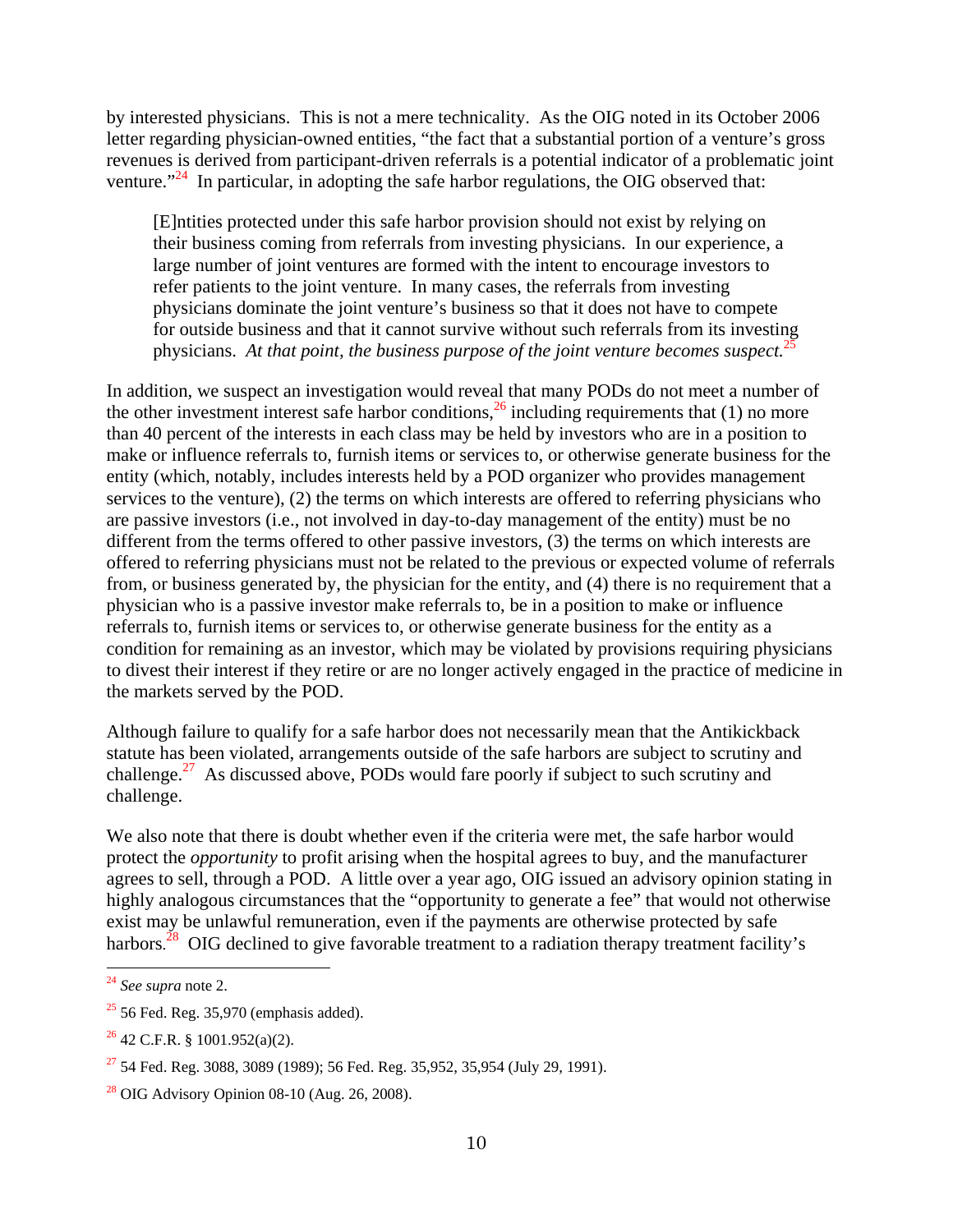by interested physicians. This is not a mere technicality. As the OIG noted in its October 2006 letter regarding physician-owned entities, "the fact that a substantial portion of a venture's gross revenues is derived from participant-driven referrals is a potential indicator of a problematic joint venture."[24] In particular, in adopting the safe harbor regulations, the OIG observed that:

> [E]ntities protected under this safe harbor provision should not exist by relying on their business coming from referrals from investing physicians. In our experience, a large number of joint ventures are formed with the intent to encourage investors to refer patients to the joint venture. In many cases, the referrals from investing physicians dominate the joint venture's business so that it does not have to compete for outside business and that it cannot survive without such referrals from its investing physicians. *At that point, the business purpose of the joint venture becomes suspect.*[25]

In addition, we suspect an investigation would reveal that many PODs do not meet a number of the other investment interest safe harbor conditions,[26] including requirements that (1) no more than 40 percent of the interests in each class may be held by investors who are in a position to make or influence referrals to, furnish items or services to, or otherwise generate business for the entity (which, notably, includes interests held by a POD organizer who provides management services to the venture), (2) the terms on which interests are offered to referring physicians who are passive investors (i.e., not involved in day-to-day management of the entity) must be no different from the terms offered to other passive investors, (3) the terms on which interests are offered to referring physicians must not be related to the previous or expected volume of referrals from, or business generated by, the physician for the entity, and (4) there is no requirement that a physician who is a passive investor make referrals to, be in a position to make or influence referrals to, furnish items or services to, or otherwise generate business for the entity as a condition for remaining as an investor, which may be violated by provisions requiring physicians to divest their interest if they retire or are no longer actively engaged in the practice of medicine in the markets served by the POD.

Although failure to qualify for a safe harbor does not necessarily mean that the Antikickback statute has been violated, arrangements outside of the safe harbors are subject to scrutiny and challenge.[27] As discussed above, PODs would fare poorly if subject to such scrutiny and challenge.

We also note that there is doubt whether even if the criteria were met, the safe harbor would protect the *opportunity* to profit arising when the hospital agrees to buy, and the manufacturer agrees to sell, through a POD. A little over a year ago, OIG issued an advisory opinion stating in highly analogous circumstances that the "opportunity to generate a fee" that would not otherwise exist may be unlawful remuneration, even if the payments are otherwise protected by safe harbors.[28] OIG declined to give favorable treatment to a radiation therapy treatment facility's

---

[24] *See supra* note 2.

[25] 56 Fed. Reg. 35,970 (emphasis added).

[26] 42 C.F.R. § 1001.952(a)(2).

[27] 54 Fed. Reg. 3088, 3089 (1989); 56 Fed. Reg. 35,952, 35,954 (July 29, 1991).

[28] OIG Advisory Opinion 08-10 (Aug. 26, 2008).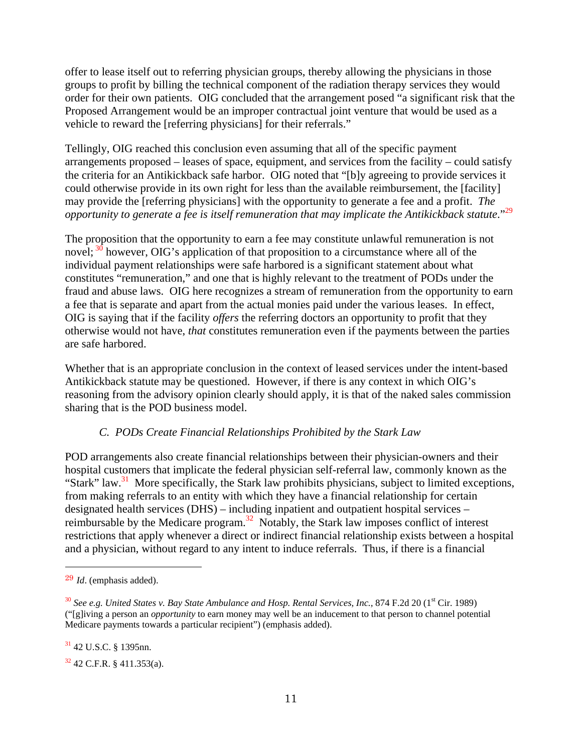offer to lease itself out to referring physician groups, thereby allowing the physicians in those groups to profit by billing the technical component of the radiation therapy services they would order for their own patients. OIG concluded that the arrangement posed "a significant risk that the Proposed Arrangement would be an improper contractual joint venture that would be used as a vehicle to reward the [referring physicians] for their referrals."

Tellingly, OIG reached this conclusion even assuming that all of the specific payment arrangements proposed – leases of space, equipment, and services from the facility – could satisfy the criteria for an Antikickback safe harbor. OIG noted that "[b]y agreeing to provide services it could otherwise provide in its own right for less than the available reimbursement, the [facility] may provide the [referring physicians] with the opportunity to generate a fee and a profit. *The opportunity to generate a fee is itself remuneration that may implicate the Antikickback statute*."[29]

The proposition that the opportunity to earn a fee may constitute unlawful remuneration is not novel;[30] however, OIG's application of that proposition to a circumstance where all of the individual payment relationships were safe harbored is a significant statement about what constitutes "remuneration," and one that is highly relevant to the treatment of PODs under the fraud and abuse laws. OIG here recognizes a stream of remuneration from the opportunity to earn a fee that is separate and apart from the actual monies paid under the various leases. In effect, OIG is saying that if the facility *offers* the referring doctors an opportunity to profit that they otherwise would not have, *that* constitutes remuneration even if the payments between the parties are safe harbored.

Whether that is an appropriate conclusion in the context of leased services under the intent-based Antikickback statute may be questioned. However, if there is any context in which OIG's reasoning from the advisory opinion clearly should apply, it is that of the naked sales commission sharing that is the POD business model.

### *C. PODs Create Financial Relationships Prohibited by the Stark Law*

POD arrangements also create financial relationships between their physician-owners and their hospital customers that implicate the federal physician self-referral law, commonly known as the "Stark" law.[31] More specifically, the Stark law prohibits physicians, subject to limited exceptions, from making referrals to an entity with which they have a financial relationship for certain designated health services (DHS) – including inpatient and outpatient hospital services – reimbursable by the Medicare program.[32] Notably, the Stark law imposes conflict of interest restrictions that apply whenever a direct or indirect financial relationship exists between a hospital and a physician, without regard to any intent to induce referrals. Thus, if there is a financial

---

[29] *Id*. (emphasis added).

[30] *See e.g. United States v. Bay State Ambulance and Hosp. Rental Services, Inc.*, 874 F.2d 20 (1st Cir. 1989) ("[g]iving a person an *opportunity* to earn money may well be an inducement to that person to channel potential Medicare payments towards a particular recipient") (emphasis added).

[31] 42 U.S.C. § 1395nn.

[32] 42 C.F.R. § 411.353(a).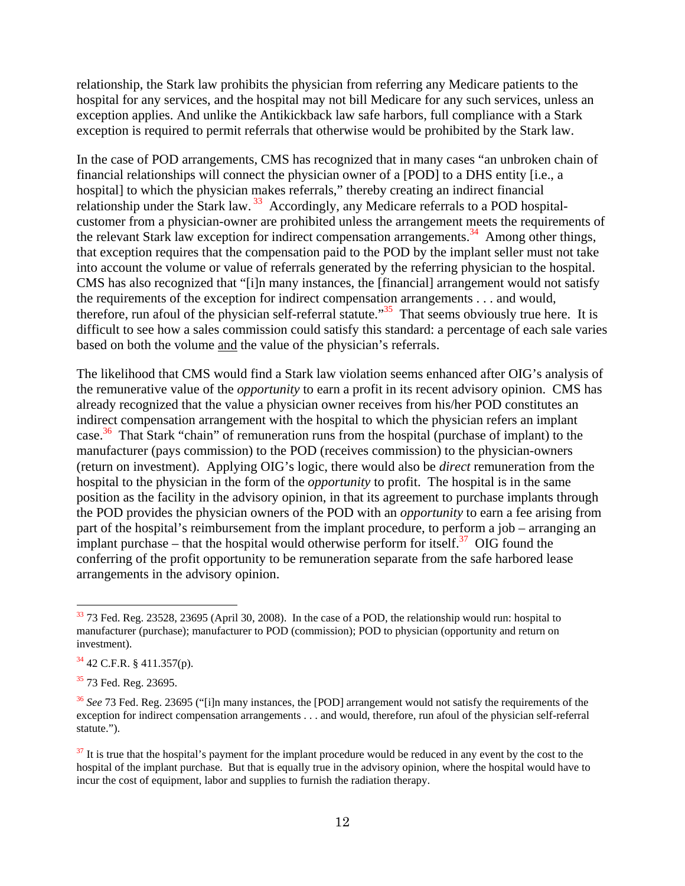relationship, the Stark law prohibits the physician from referring any Medicare patients to the hospital for any services, and the hospital may not bill Medicare for any such services, unless an exception applies. And unlike the Antikickback law safe harbors, full compliance with a Stark exception is required to permit referrals that otherwise would be prohibited by the Stark law.

In the case of POD arrangements, CMS has recognized that in many cases "an unbroken chain of financial relationships will connect the physician owner of a [POD] to a DHS entity [i.e., a hospital] to which the physician makes referrals," thereby creating an indirect financial relationship under the Stark law.[33] Accordingly, any Medicare referrals to a POD hospital-customer from a physician-owner are prohibited unless the arrangement meets the requirements of the relevant Stark law exception for indirect compensation arrangements.[34] Among other things, that exception requires that the compensation paid to the POD by the implant seller must not take into account the volume or value of referrals generated by the referring physician to the hospital. CMS has also recognized that "[i]n many instances, the [financial] arrangement would not satisfy the requirements of the exception for indirect compensation arrangements . . . and would, therefore, run afoul of the physician self-referral statute."[35] That seems obviously true here. It is difficult to see how a sales commission could satisfy this standard: a percentage of each sale varies based on both the volume <u>and</u> the value of the physician's referrals.

The likelihood that CMS would find a Stark law violation seems enhanced after OIG's analysis of the remunerative value of the *opportunity* to earn a profit in its recent advisory opinion. CMS has already recognized that the value a physician owner receives from his/her POD constitutes an indirect compensation arrangement with the hospital to which the physician refers an implant case.[36] That Stark "chain" of remuneration runs from the hospital (purchase of implant) to the manufacturer (pays commission) to the POD (receives commission) to the physician-owners (return on investment). Applying OIG's logic, there would also be *direct* remuneration from the hospital to the physician in the form of the *opportunity* to profit. The hospital is in the same position as the facility in the advisory opinion, in that its agreement to purchase implants through the POD provides the physician owners of the POD with an *opportunity* to earn a fee arising from part of the hospital's reimbursement from the implant procedure, to perform a job – arranging an implant purchase – that the hospital would otherwise perform for itself.[37] OIG found the conferring of the profit opportunity to be remuneration separate from the safe harbored lease arrangements in the advisory opinion.

---

[33] 73 Fed. Reg. 23528, 23695 (April 30, 2008). In the case of a POD, the relationship would run: hospital to manufacturer (purchase); manufacturer to POD (commission); POD to physician (opportunity and return on investment).

[34] 42 C.F.R. § 411.357(p).

[35] 73 Fed. Reg. 23695.

[36] *See* 73 Fed. Reg. 23695 ("[i]n many instances, the [POD] arrangement would not satisfy the requirements of the exception for indirect compensation arrangements . . . and would, therefore, run afoul of the physician self-referral statute.").

[37] It is true that the hospital's payment for the implant procedure would be reduced in any event by the cost to the hospital of the implant purchase. But that is equally true in the advisory opinion, where the hospital would have to incur the cost of equipment, labor and supplies to furnish the radiation therapy.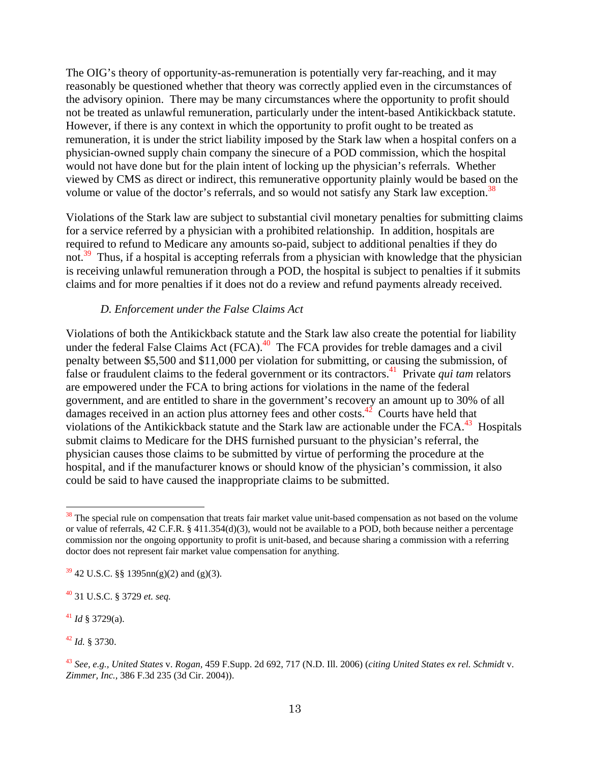The OIG's theory of opportunity-as-remuneration is potentially very far-reaching, and it may reasonably be questioned whether that theory was correctly applied even in the circumstances of the advisory opinion. There may be many circumstances where the opportunity to profit should not be treated as unlawful remuneration, particularly under the intent-based Antikickback statute. However, if there is any context in which the opportunity to profit ought to be treated as remuneration, it is under the strict liability imposed by the Stark law when a hospital confers on a physician-owned supply chain company the sinecure of a POD commission, which the hospital would not have done but for the plain intent of locking up the physician's referrals. Whether viewed by CMS as direct or indirect, this remunerative opportunity plainly would be based on the volume or value of the doctor's referrals, and so would not satisfy any Stark law exception.[38]

Violations of the Stark law are subject to substantial civil monetary penalties for submitting claims for a service referred by a physician with a prohibited relationship. In addition, hospitals are required to refund to Medicare any amounts so-paid, subject to additional penalties if they do not.[39] Thus, if a hospital is accepting referrals from a physician with knowledge that the physician is receiving unlawful remuneration through a POD, the hospital is subject to penalties if it submits claims and for more penalties if it does not do a review and refund payments already received.

### *D. Enforcement under the False Claims Act*

Violations of both the Antikickback statute and the Stark law also create the potential for liability under the federal False Claims Act (FCA).[40] The FCA provides for treble damages and a civil penalty between $5,500 and $11,000 per violation for submitting, or causing the submission, of false or fraudulent claims to the federal government or its contractors.[41] Private *qui tam* relators are empowered under the FCA to bring actions for violations in the name of the federal government, and are entitled to share in the government's recovery an amount up to 30% of all damages received in an action plus attorney fees and other costs.[42] Courts have held that violations of the Antikickback statute and the Stark law are actionable under the FCA.[43] Hospitals submit claims to Medicare for the DHS furnished pursuant to the physician's referral, the physician causes those claims to be submitted by virtue of performing the procedure at the hospital, and if the manufacturer knows or should know of the physician's commission, it also could be said to have caused the inappropriate claims to be submitted.

---

[38] The special rule on compensation that treats fair market value unit-based compensation as not based on the volume or value of referrals, 42 C.F.R. § 411.354(d)(3), would not be available to a POD, both because neither a percentage commission nor the ongoing opportunity to profit is unit-based, and because sharing a commission with a referring doctor does not represent fair market value compensation for anything.

[39] 42 U.S.C. §§ 1395nn(g)(2) and (g)(3).

[40] 31 U.S.C. § 3729 *et. seq.*

[41] *Id* § 3729(a).

[42] *Id.* § 3730.

[43] *See, e.g., United States* v. *Rogan,* 459 F.Supp. 2d 692, 717 (N.D. Ill. 2006) (*citing United States ex rel. Schmidt* v. *Zimmer, Inc.,* 386 F.3d 235 (3d Cir. 2004)).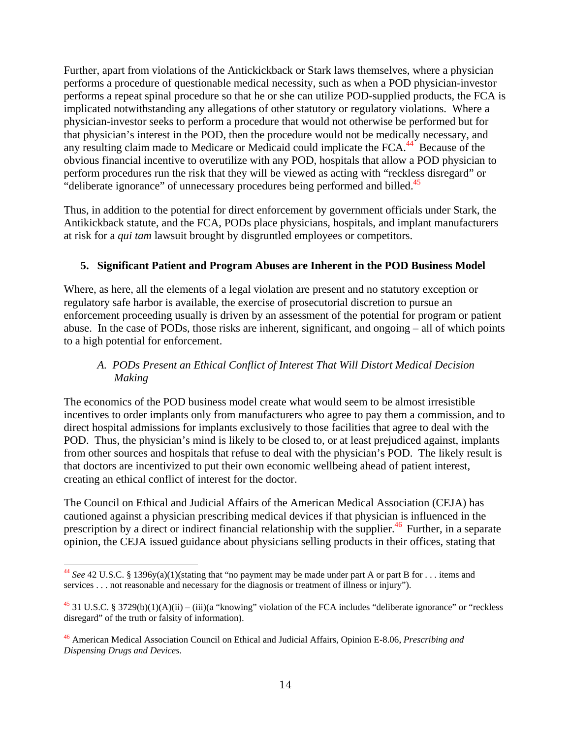Further, apart from violations of the Antickickback or Stark laws themselves, where a physician performs a procedure of questionable medical necessity, such as when a POD physician-investor performs a repeat spinal procedure so that he or she can utilize POD-supplied products, the FCA is implicated notwithstanding any allegations of other statutory or regulatory violations. Where a physician-investor seeks to perform a procedure that would not otherwise be performed but for that physician's interest in the POD, then the procedure would not be medically necessary, and any resulting claim made to Medicare or Medicaid could implicate the FCA.[44] Because of the obvious financial incentive to overutilize with any POD, hospitals that allow a POD physician to perform procedures run the risk that they will be viewed as acting with "reckless disregard" or "deliberate ignorance" of unnecessary procedures being performed and billed.[45]

Thus, in addition to the potential for direct enforcement by government officials under Stark, the Antikickback statute, and the FCA, PODs place physicians, hospitals, and implant manufacturers at risk for a *qui tam* lawsuit brought by disgruntled employees or competitors.

### 5. Significant Patient and Program Abuses are Inherent in the POD Business Model

Where, as here, all the elements of a legal violation are present and no statutory exception or regulatory safe harbor is available, the exercise of prosecutorial discretion to pursue an enforcement proceeding usually is driven by an assessment of the potential for program or patient abuse. In the case of PODs, those risks are inherent, significant, and ongoing – all of which points to a high potential for enforcement.

#### *A. PODs Present an Ethical Conflict of Interest That Will Distort Medical Decision Making*

The economics of the POD business model create what would seem to be almost irresistible incentives to order implants only from manufacturers who agree to pay them a commission, and to direct hospital admissions for implants exclusively to those facilities that agree to deal with the POD. Thus, the physician's mind is likely to be closed to, or at least prejudiced against, implants from other sources and hospitals that refuse to deal with the physician's POD. The likely result is that doctors are incentivized to put their own economic wellbeing ahead of patient interest, creating an ethical conflict of interest for the doctor.

The Council on Ethical and Judicial Affairs of the American Medical Association (CEJA) has cautioned against a physician prescribing medical devices if that physician is influenced in the prescription by a direct or indirect financial relationship with the supplier.[46] Further, in a separate opinion, the CEJA issued guidance about physicians selling products in their offices, stating that

---

[44] *See* 42 U.S.C. § 1396y(a)(1)(stating that "no payment may be made under part A or part B for . . . items and services . . . not reasonable and necessary for the diagnosis or treatment of illness or injury").

[45] 31 U.S.C. § 3729(b)(1)(A)(ii) – (iii)(a "knowing" violation of the FCA includes "deliberate ignorance" or "reckless disregard" of the truth or falsity of information).

[46] American Medical Association Council on Ethical and Judicial Affairs, Opinion E-8.06, *Prescribing and Dispensing Drugs and Devices*.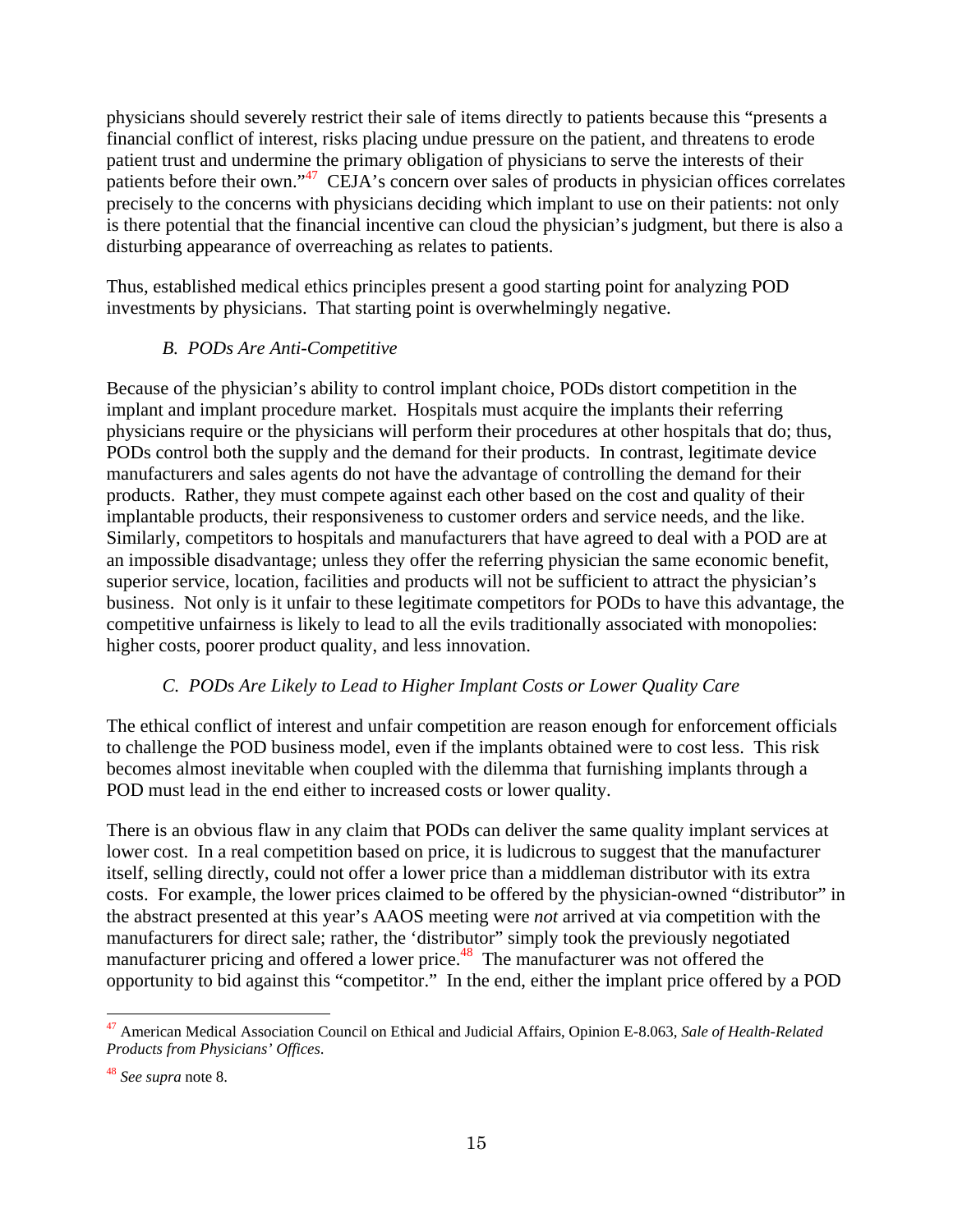physicians should severely restrict their sale of items directly to patients because this "presents a financial conflict of interest, risks placing undue pressure on the patient, and threatens to erode patient trust and undermine the primary obligation of physicians to serve the interests of their patients before their own."[47] CEJA's concern over sales of products in physician offices correlates precisely to the concerns with physicians deciding which implant to use on their patients: not only is there potential that the financial incentive can cloud the physician's judgment, but there is also a disturbing appearance of overreaching as relates to patients.

Thus, established medical ethics principles present a good starting point for analyzing POD investments by physicians. That starting point is overwhelmingly negative.

### *B. PODs Are Anti-Competitive*

Because of the physician's ability to control implant choice, PODs distort competition in the implant and implant procedure market. Hospitals must acquire the implants their referring physicians require or the physicians will perform their procedures at other hospitals that do; thus, PODs control both the supply and the demand for their products. In contrast, legitimate device manufacturers and sales agents do not have the advantage of controlling the demand for their products. Rather, they must compete against each other based on the cost and quality of their implantable products, their responsiveness to customer orders and service needs, and the like. Similarly, competitors to hospitals and manufacturers that have agreed to deal with a POD are at an impossible disadvantage; unless they offer the referring physician the same economic benefit, superior service, location, facilities and products will not be sufficient to attract the physician's business. Not only is it unfair to these legitimate competitors for PODs to have this advantage, the competitive unfairness is likely to lead to all the evils traditionally associated with monopolies: higher costs, poorer product quality, and less innovation.

### *C. PODs Are Likely to Lead to Higher Implant Costs or Lower Quality Care*

The ethical conflict of interest and unfair competition are reason enough for enforcement officials to challenge the POD business model, even if the implants obtained were to cost less. This risk becomes almost inevitable when coupled with the dilemma that furnishing implants through a POD must lead in the end either to increased costs or lower quality.

There is an obvious flaw in any claim that PODs can deliver the same quality implant services at lower cost. In a real competition based on price, it is ludicrous to suggest that the manufacturer itself, selling directly, could not offer a lower price than a middleman distributor with its extra costs. For example, the lower prices claimed to be offered by the physician-owned "distributor" in the abstract presented at this year's AAOS meeting were *not* arrived at via competition with the manufacturers for direct sale; rather, the 'distributor" simply took the previously negotiated manufacturer pricing and offered a lower price.[48] The manufacturer was not offered the opportunity to bid against this "competitor." In the end, either the implant price offered by a POD

---

[47] American Medical Association Council on Ethical and Judicial Affairs, Opinion E-8.063, *Sale of Health-Related Products from Physicians' Offices*.

[48] *See supra* note 8.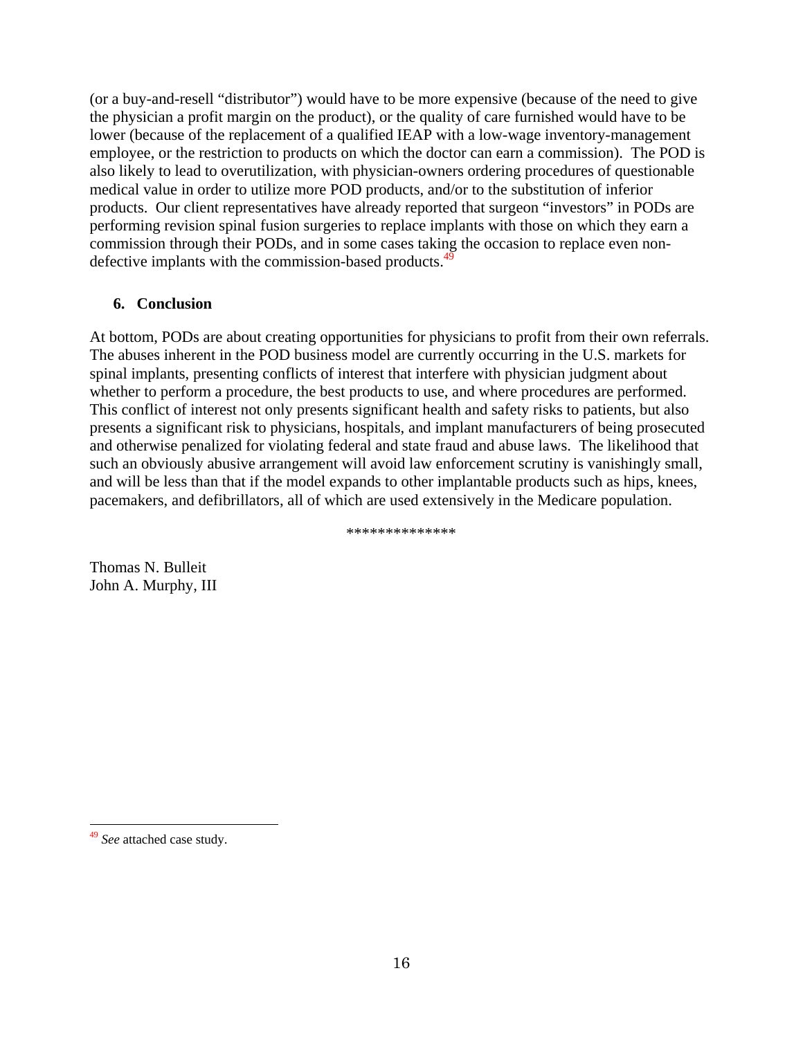(or a buy-and-resell "distributor") would have to be more expensive (because of the need to give the physician a profit margin on the product), or the quality of care furnished would have to be lower (because of the replacement of a qualified IEAP with a low-wage inventory-management employee, or the restriction to products on which the doctor can earn a commission). The POD is also likely to lead to overutilization, with physician-owners ordering procedures of questionable medical value in order to utilize more POD products, and/or to the substitution of inferior products. Our client representatives have already reported that surgeon "investors" in PODs are performing revision spinal fusion surgeries to replace implants with those on which they earn a commission through their PODs, and in some cases taking the occasion to replace even non-defective implants with the commission-based products.[49]

### 6. Conclusion

At bottom, PODs are about creating opportunities for physicians to profit from their own referrals. The abuses inherent in the POD business model are currently occurring in the U.S. markets for spinal implants, presenting conflicts of interest that interfere with physician judgment about whether to perform a procedure, the best products to use, and where procedures are performed. This conflict of interest not only presents significant health and safety risks to patients, but also presents a significant risk to physicians, hospitals, and implant manufacturers of being prosecuted and otherwise penalized for violating federal and state fraud and abuse laws. The likelihood that such an obviously abusive arrangement will avoid law enforcement scrutiny is vanishingly small, and will be less than that if the model expands to other implantable products such as hips, knees, pacemakers, and defibrillators, all of which are used extensively in the Medicare population.

**************

Thomas N. Bulleit
John A. Murphy, III

---

[49] *See* attached case study.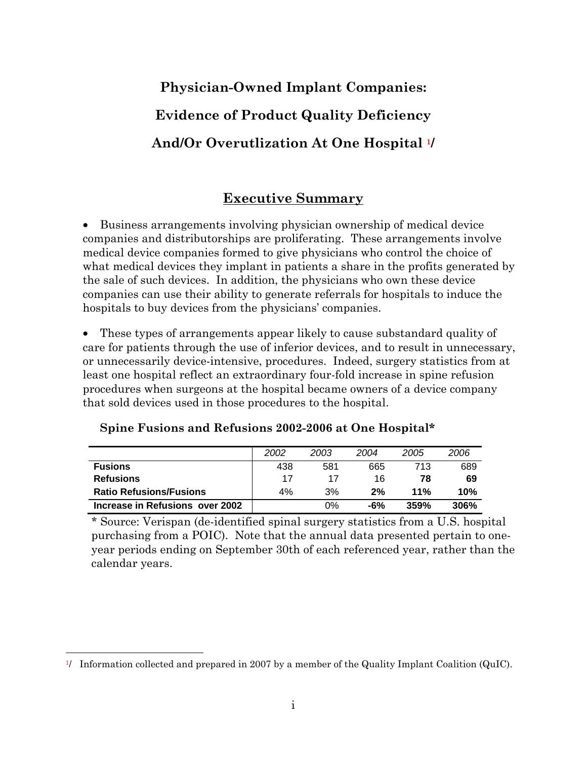# Physician-Owned Implant Companies:

# Evidence of Product Quality Deficiency

# And/Or Overutlization At One Hospital [1]/

## Executive Summary

- Business arrangements involving physician ownership of medical device companies and distributorships are proliferating. These arrangements involve medical device companies formed to give physicians who control the choice of what medical devices they implant in patients a share in the profits generated by the sale of such devices. In addition, the physicians who own these device companies can use their ability to generate referrals for hospitals to induce the hospitals to buy devices from the physicians' companies.

- These types of arrangements appear likely to cause substandard quality of care for patients through the use of inferior devices, and to result in unnecessary, or unnecessarily device-intensive, procedures. Indeed, surgery statistics from at least one hospital reflect an extraordinary four-fold increase in spine refusion procedures when surgeons at the hospital became owners of a device company that sold devices used in those procedures to the hospital.

**Spine Fusions and Refusions 2002-2006 at One Hospital***

| | *2002* | *2003* | *2004* | *2005* | *2006* |
|---|---|---|---|---|---|
| **Fusions** | 438 | 581 | 665 | 713 | 689 |
| **Refusions** | 17 | 17 | 16 | **78** | **69** |
| **Ratio Refusions/Fusions** | 4% | 3% | **2%** | **11%** | **10%** |
| **Increase in Refusions over 2002** | | 0% | **-6%** | **359%** | **306%** |

* Source: Verispan (de-identified spinal surgery statistics from a U.S. hospital purchasing from a POIC). Note that the annual data presented pertain to one-year periods ending on September 30th of each referenced year, rather than the calendar years.

---

[1]/ Information collected and prepared in 2007 by a member of the Quality Implant Coalition (QuIC).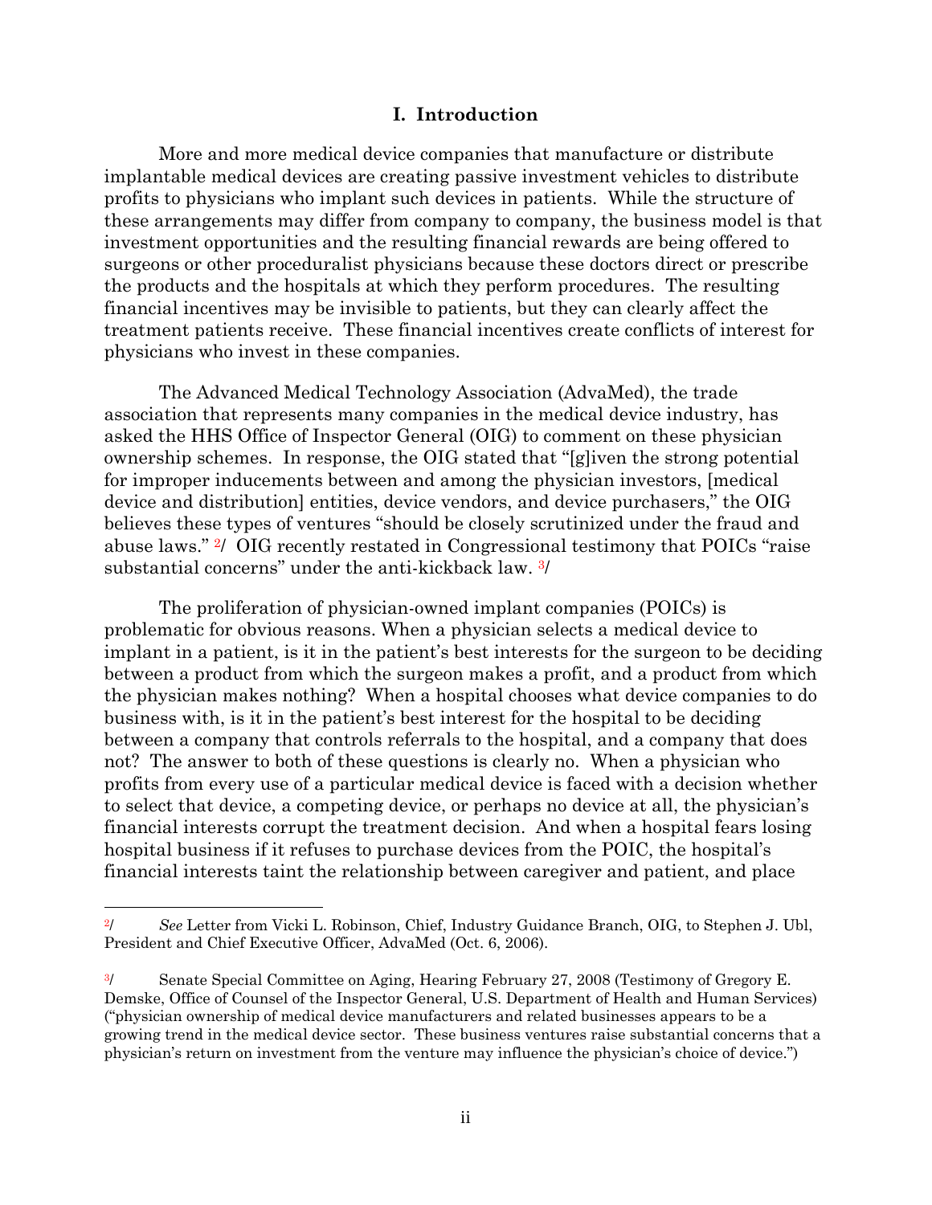## I. Introduction

More and more medical device companies that manufacture or distribute implantable medical devices are creating passive investment vehicles to distribute profits to physicians who implant such devices in patients. While the structure of these arrangements may differ from company to company, the business model is that investment opportunities and the resulting financial rewards are being offered to surgeons or other proceduralist physicians because these doctors direct or prescribe the products and the hospitals at which they perform procedures. The resulting financial incentives may be invisible to patients, but they can clearly affect the treatment patients receive. These financial incentives create conflicts of interest for physicians who invest in these companies.

The Advanced Medical Technology Association (AdvaMed), the trade association that represents many companies in the medical device industry, has asked the HHS Office of Inspector General (OIG) to comment on these physician ownership schemes. In response, the OIG stated that "[g]iven the strong potential for improper inducements between and among the physician investors, [medical device and distribution] entities, device vendors, and device purchasers," the OIG believes these types of ventures "should be closely scrutinized under the fraud and abuse laws." 2/ OIG recently restated in Congressional testimony that POICs "raise substantial concerns" under the anti-kickback law. 3/

The proliferation of physician-owned implant companies (POICs) is problematic for obvious reasons. When a physician selects a medical device to implant in a patient, is it in the patient's best interests for the surgeon to be deciding between a product from which the surgeon makes a profit, and a product from which the physician makes nothing? When a hospital chooses what device companies to do business with, is it in the patient's best interest for the hospital to be deciding between a company that controls referrals to the hospital, and a company that does not? The answer to both of these questions is clearly no. When a physician who profits from every use of a particular medical device is faced with a decision whether to select that device, a competing device, or perhaps no device at all, the physician's financial interests corrupt the treatment decision. And when a hospital fears losing hospital business if it refuses to purchase devices from the POIC, the hospital's financial interests taint the relationship between caregiver and patient, and place

---

2/ *See* Letter from Vicki L. Robinson, Chief, Industry Guidance Branch, OIG, to Stephen J. Ubl, President and Chief Executive Officer, AdvaMed (Oct. 6, 2006).

3/ Senate Special Committee on Aging, Hearing February 27, 2008 (Testimony of Gregory E. Demske, Office of Counsel of the Inspector General, U.S. Department of Health and Human Services) ("physician ownership of medical device manufacturers and related businesses appears to be a growing trend in the medical device sector. These business ventures raise substantial concerns that a physician's return on investment from the venture may influence the physician's choice of device.")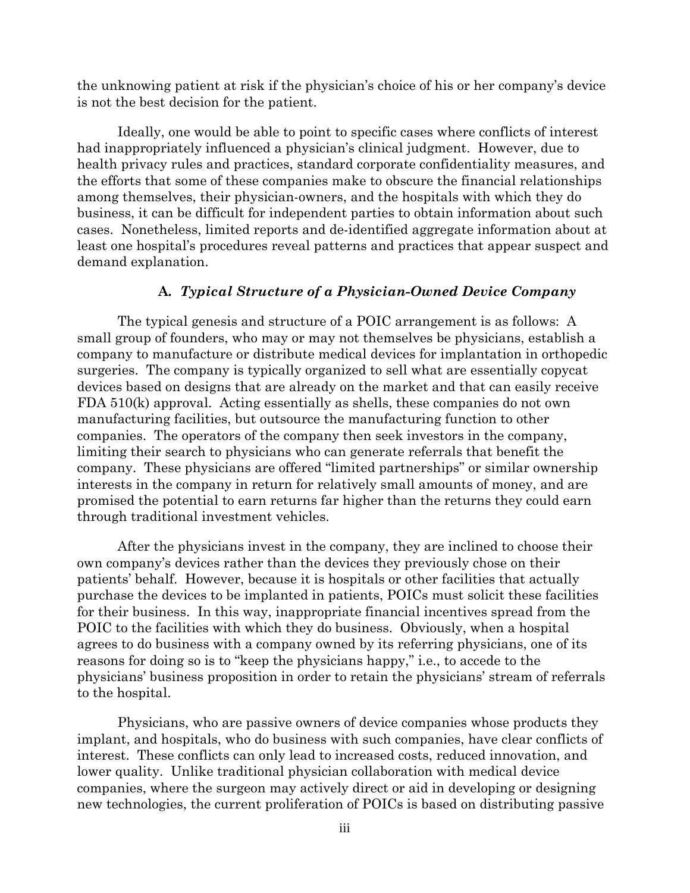the unknowing patient at risk if the physician's choice of his or her company's device is not the best decision for the patient.

Ideally, one would be able to point to specific cases where conflicts of interest had inappropriately influenced a physician's clinical judgment. However, due to health privacy rules and practices, standard corporate confidentiality measures, and the efforts that some of these companies make to obscure the financial relationships among themselves, their physician-owners, and the hospitals with which they do business, it can be difficult for independent parties to obtain information about such cases. Nonetheless, limited reports and de-identified aggregate information about at least one hospital's procedures reveal patterns and practices that appear suspect and demand explanation.

### A. *Typical Structure of a Physician-Owned Device Company*

The typical genesis and structure of a POIC arrangement is as follows: A small group of founders, who may or may not themselves be physicians, establish a company to manufacture or distribute medical devices for implantation in orthopedic surgeries. The company is typically organized to sell what are essentially copycat devices based on designs that are already on the market and that can easily receive FDA 510(k) approval. Acting essentially as shells, these companies do not own manufacturing facilities, but outsource the manufacturing function to other companies. The operators of the company then seek investors in the company, limiting their search to physicians who can generate referrals that benefit the company. These physicians are offered "limited partnerships" or similar ownership interests in the company in return for relatively small amounts of money, and are promised the potential to earn returns far higher than the returns they could earn through traditional investment vehicles.

After the physicians invest in the company, they are inclined to choose their own company's devices rather than the devices they previously chose on their patients' behalf. However, because it is hospitals or other facilities that actually purchase the devices to be implanted in patients, POICs must solicit these facilities for their business. In this way, inappropriate financial incentives spread from the POIC to the facilities with which they do business. Obviously, when a hospital agrees to do business with a company owned by its referring physicians, one of its reasons for doing so is to "keep the physicians happy," i.e., to accede to the physicians' business proposition in order to retain the physicians' stream of referrals to the hospital.

Physicians, who are passive owners of device companies whose products they implant, and hospitals, who do business with such companies, have clear conflicts of interest. These conflicts can only lead to increased costs, reduced innovation, and lower quality. Unlike traditional physician collaboration with medical device companies, where the surgeon may actively direct or aid in developing or designing new technologies, the current proliferation of POICs is based on distributing passive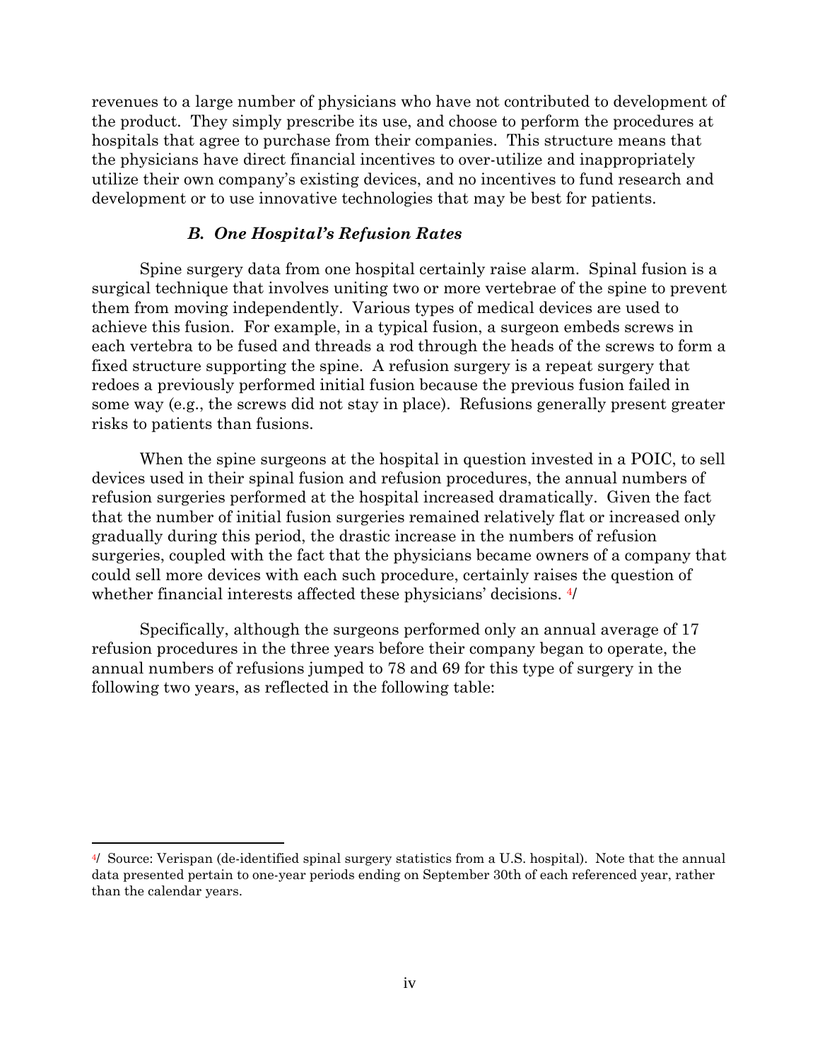revenues to a large number of physicians who have not contributed to development of the product. They simply prescribe its use, and choose to perform the procedures at hospitals that agree to purchase from their companies. This structure means that the physicians have direct financial incentives to over-utilize and inappropriately utilize their own company's existing devices, and no incentives to fund research and development or to use innovative technologies that may be best for patients.

### *B. One Hospital's Refusion Rates*

Spine surgery data from one hospital certainly raise alarm. Spinal fusion is a surgical technique that involves uniting two or more vertebrae of the spine to prevent them from moving independently. Various types of medical devices are used to achieve this fusion. For example, in a typical fusion, a surgeon embeds screws in each vertebra to be fused and threads a rod through the heads of the screws to form a fixed structure supporting the spine. A refusion surgery is a repeat surgery that redoes a previously performed initial fusion because the previous fusion failed in some way (e.g., the screws did not stay in place). Refusions generally present greater risks to patients than fusions.

When the spine surgeons at the hospital in question invested in a POIC, to sell devices used in their spinal fusion and refusion procedures, the annual numbers of refusion surgeries performed at the hospital increased dramatically. Given the fact that the number of initial fusion surgeries remained relatively flat or increased only gradually during this period, the drastic increase in the numbers of refusion surgeries, coupled with the fact that the physicians became owners of a company that could sell more devices with each such procedure, certainly raises the question of whether financial interests affected these physicians' decisions. [4]/

Specifically, although the surgeons performed only an annual average of 17 refusion procedures in the three years before their company began to operate, the annual numbers of refusions jumped to 78 and 69 for this type of surgery in the following two years, as reflected in the following table:

[4]/ Source: Verispan (de-identified spinal surgery statistics from a U.S. hospital). Note that the annual data presented pertain to one-year periods ending on September 30th of each referenced year, rather than the calendar years.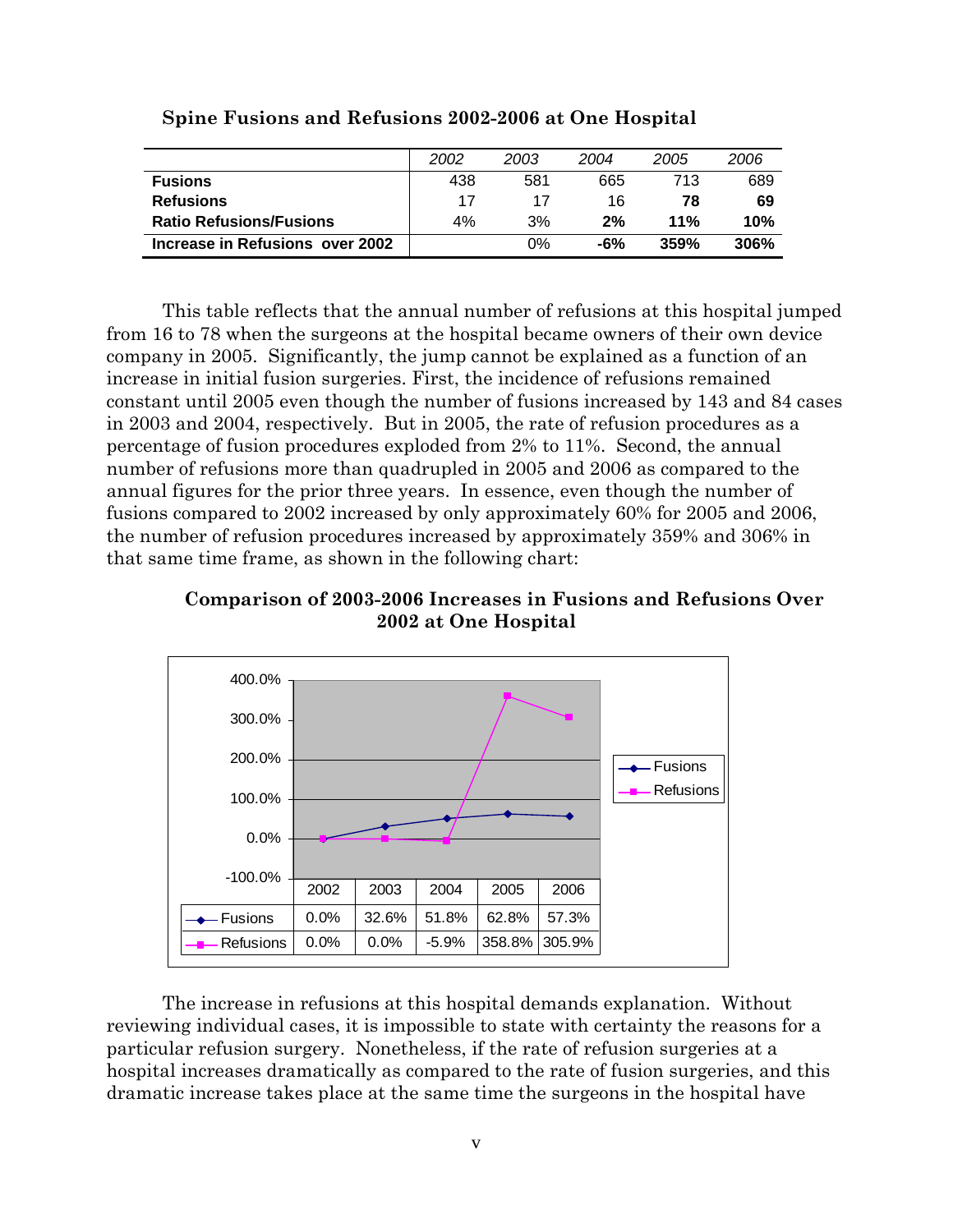**Spine Fusions and Refusions 2002-2006 at One Hospital**

| | *2002* | *2003* | *2004* | *2005* | *2006* |
|---|---|---|---|---|---|
| **Fusions** | 438 | 581 | 665 | 713 | 689 |
| **Refusions** | 17 | 17 | 16 | **78** | **69** |
| **Ratio Refusions/Fusions** | 4% | 3% | **2%** | **11%** | **10%** |
| **Increase in Refusions over 2002** | | 0% | **-6%** | **359%** | **306%** |

This table reflects that the annual number of refusions at this hospital jumped from 16 to 78 when the surgeons at the hospital became owners of their own device company in 2005. Significantly, the jump cannot be explained as a function of an increase in initial fusion surgeries. First, the incidence of refusions remained constant until 2005 even though the number of fusions increased by 143 and 84 cases in 2003 and 2004, respectively. But in 2005, the rate of refusion procedures as a percentage of fusion procedures exploded from 2% to 11%. Second, the annual number of refusions more than quadrupled in 2005 and 2006 as compared to the annual figures for the prior three years. In essence, even though the number of fusions compared to 2002 increased by only approximately 60% for 2005 and 2006, the number of refusion procedures increased by approximately 359% and 306% in that same time frame, as shown in the following chart:

**Comparison of 2003-2006 Increases in Fusions and Refusions Over 2002 at One Hospital**

| | 2002 | 2003 | 2004 | 2005 | 2006 |
|---|---|---|---|---|---|
| Fusions | 0.0% | 32.6% | 51.8% | 62.8% | 57.3% |
| Refusions | 0.0% | 0.0% | -5.9% | 358.8% | 305.9% |

The increase in refusions at this hospital demands explanation. Without reviewing individual cases, it is impossible to state with certainty the reasons for a particular refusion surgery. Nonetheless, if the rate of refusion surgeries at a hospital increases dramatically as compared to the rate of fusion surgeries, and this dramatic increase takes place at the same time the surgeons in the hospital have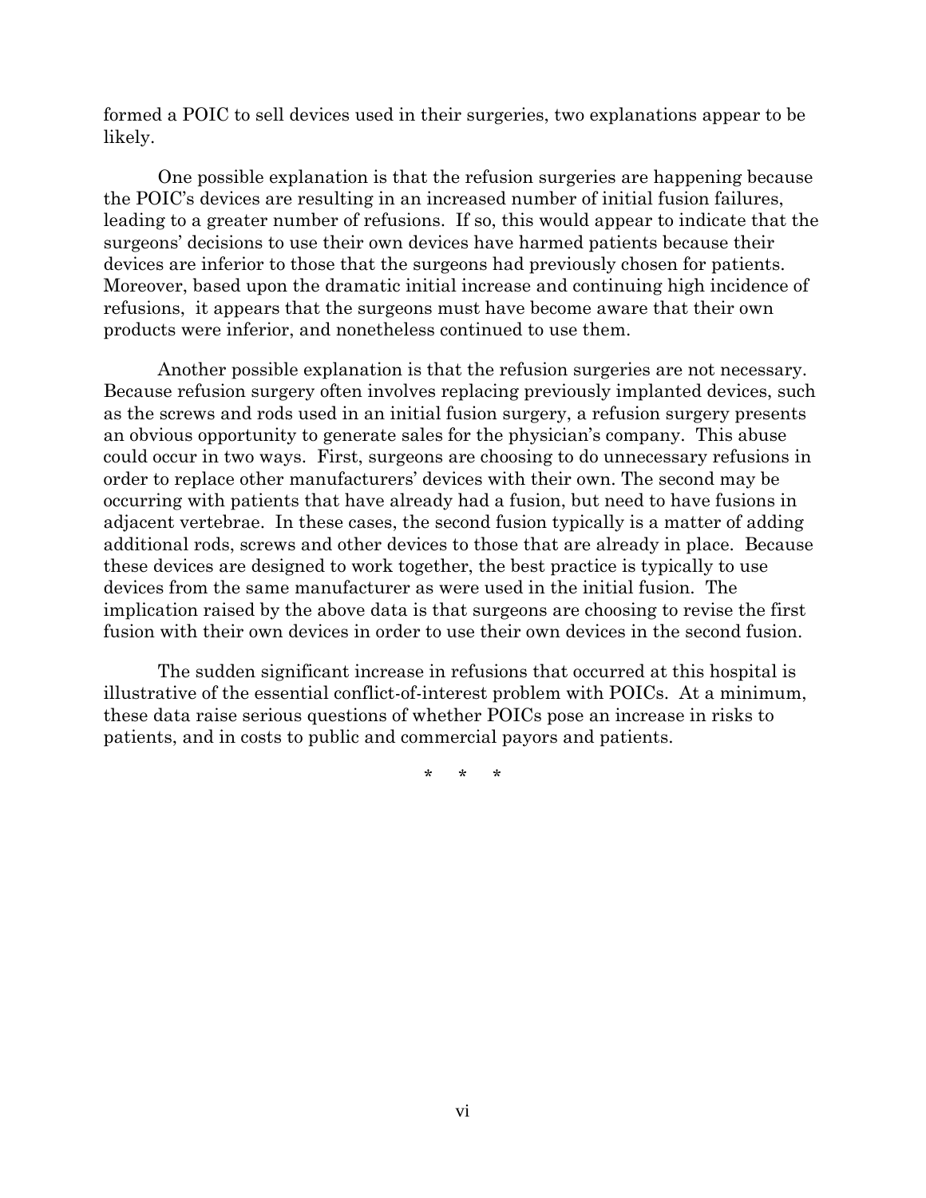formed a POIC to sell devices used in their surgeries, two explanations appear to be likely.

One possible explanation is that the refusion surgeries are happening because the POIC's devices are resulting in an increased number of initial fusion failures, leading to a greater number of refusions. If so, this would appear to indicate that the surgeons' decisions to use their own devices have harmed patients because their devices are inferior to those that the surgeons had previously chosen for patients. Moreover, based upon the dramatic initial increase and continuing high incidence of refusions, it appears that the surgeons must have become aware that their own products were inferior, and nonetheless continued to use them.

Another possible explanation is that the refusion surgeries are not necessary. Because refusion surgery often involves replacing previously implanted devices, such as the screws and rods used in an initial fusion surgery, a refusion surgery presents an obvious opportunity to generate sales for the physician's company. This abuse could occur in two ways. First, surgeons are choosing to do unnecessary refusions in order to replace other manufacturers' devices with their own. The second may be occurring with patients that have already had a fusion, but need to have fusions in adjacent vertebrae. In these cases, the second fusion typically is a matter of adding additional rods, screws and other devices to those that are already in place. Because these devices are designed to work together, the best practice is typically to use devices from the same manufacturer as were used in the initial fusion. The implication raised by the above data is that surgeons are choosing to revise the first fusion with their own devices in order to use their own devices in the second fusion.

The sudden significant increase in refusions that occurred at this hospital is illustrative of the essential conflict-of-interest problem with POICs. At a minimum, these data raise serious questions of whether POICs pose an increase in risks to patients, and in costs to public and commercial payors and patients.

\* \* \*